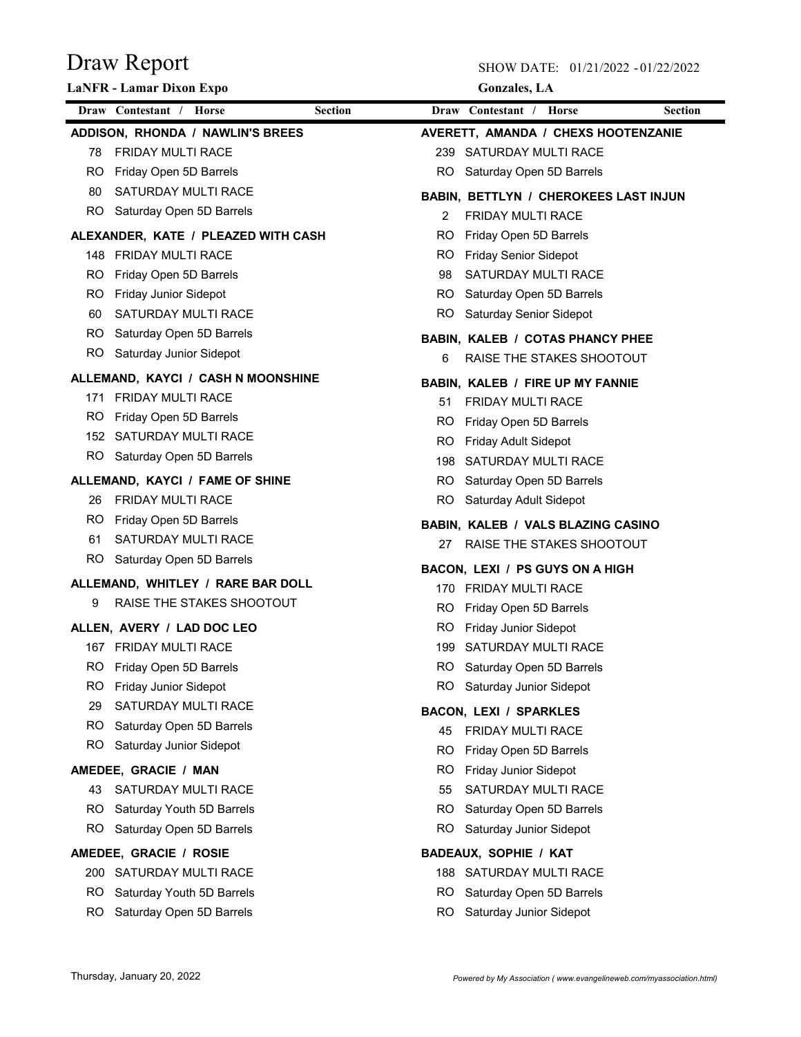# Draw Report

**LaNFR - Lamar Dixon Expo**

SHOW DATE: 01/21/2022 - 01/22/2022

**Gonzales, LA**

| Draw | Contestant / Horse | Section |
|---|---|---|

**ADDISON, RHONDA / NAWLIN'S BREES**

| Draw | Section |
|---|---|
| 78 | FRIDAY MULTI RACE |
| RO | Friday Open 5D Barrels |
| 80 | SATURDAY MULTI RACE |
| RO | Saturday Open 5D Barrels |

**ALEXANDER, KATE / PLEAZED WITH CASH**

| Draw | Section |
|---|---|
| 148 | FRIDAY MULTI RACE |
| RO | Friday Open 5D Barrels |
| RO | Friday Junior Sidepot |
| 60 | SATURDAY MULTI RACE |
| RO | Saturday Open 5D Barrels |
| RO | Saturday Junior Sidepot |

**ALLEMAND, KAYCI / CASH N MOONSHINE**

| Draw | Section |
|---|---|
| 171 | FRIDAY MULTI RACE |
| RO | Friday Open 5D Barrels |
| 152 | SATURDAY MULTI RACE |
| RO | Saturday Open 5D Barrels |

**ALLEMAND, KAYCI / FAME OF SHINE**

| Draw | Section |
|---|---|
| 26 | FRIDAY MULTI RACE |
| RO | Friday Open 5D Barrels |
| 61 | SATURDAY MULTI RACE |
| RO | Saturday Open 5D Barrels |

**ALLEMAND, WHITLEY / RARE BAR DOLL**

| Draw | Section |
|---|---|
| 9 | RAISE THE STAKES SHOOTOUT |

**ALLEN, AVERY / LAD DOC LEO**

| Draw | Section |
|---|---|
| 167 | FRIDAY MULTI RACE |
| RO | Friday Open 5D Barrels |
| RO | Friday Junior Sidepot |
| 29 | SATURDAY MULTI RACE |
| RO | Saturday Open 5D Barrels |
| RO | Saturday Junior Sidepot |

**AMEDEE, GRACIE / MAN**

| Draw | Section |
|---|---|
| 43 | SATURDAY MULTI RACE |
| RO | Saturday Youth 5D Barrels |
| RO | Saturday Open 5D Barrels |

**AMEDEE, GRACIE / ROSIE**

| Draw | Section |
|---|---|
| 200 | SATURDAY MULTI RACE |
| RO | Saturday Youth 5D Barrels |
| RO | Saturday Open 5D Barrels |

**AVERETT, AMANDA / CHEXS HOOTENZANIE**

| Draw | Section |
|---|---|
| 239 | SATURDAY MULTI RACE |
| RO | Saturday Open 5D Barrels |

**BABIN, BETTLYN / CHEROKEES LAST INJUN**

| Draw | Section |
|---|---|
| 2 | FRIDAY MULTI RACE |
| RO | Friday Open 5D Barrels |
| RO | Friday Senior Sidepot |
| 98 | SATURDAY MULTI RACE |
| RO | Saturday Open 5D Barrels |
| RO | Saturday Senior Sidepot |

**BABIN, KALEB / COTAS PHANCY PHEE**

| Draw | Section |
|---|---|
| 6 | RAISE THE STAKES SHOOTOUT |

**BABIN, KALEB / FIRE UP MY FANNIE**

| Draw | Section |
|---|---|
| 51 | FRIDAY MULTI RACE |
| RO | Friday Open 5D Barrels |
| RO | Friday Adult Sidepot |
| 198 | SATURDAY MULTI RACE |
| RO | Saturday Open 5D Barrels |
| RO | Saturday Adult Sidepot |

**BABIN, KALEB / VALS BLAZING CASINO**

| Draw | Section |
|---|---|
| 27 | RAISE THE STAKES SHOOTOUT |

**BACON, LEXI / PS GUYS ON A HIGH**

| Draw | Section |
|---|---|
| 170 | FRIDAY MULTI RACE |
| RO | Friday Open 5D Barrels |
| RO | Friday Junior Sidepot |
| 199 | SATURDAY MULTI RACE |
| RO | Saturday Open 5D Barrels |
| RO | Saturday Junior Sidepot |

**BACON, LEXI / SPARKLES**

| Draw | Section |
|---|---|
| 45 | FRIDAY MULTI RACE |
| RO | Friday Open 5D Barrels |
| RO | Friday Junior Sidepot |
| 55 | SATURDAY MULTI RACE |
| RO | Saturday Open 5D Barrels |
| RO | Saturday Junior Sidepot |

**BADEAUX, SOPHIE / KAT**

| Draw | Section |
|---|---|
| 188 | SATURDAY MULTI RACE |
| RO | Saturday Open 5D Barrels |
| RO | Saturday Junior Sidepot |

Thursday, January 20, 2022

*Powered by My Association ( www.evangelineweb.com/myassociation.html)*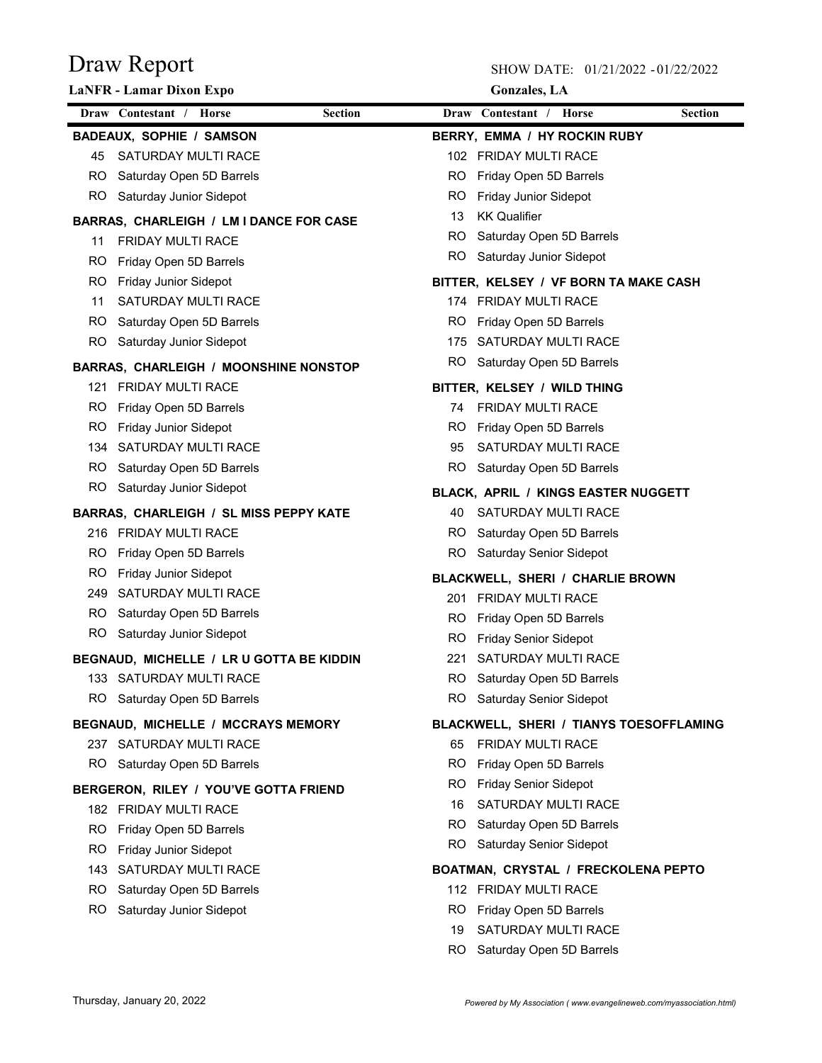# Draw Report

**LaNFR - Lamar Dixon Expo**

SHOW DATE: 01/21/2022 - 01/22/2022

**Gonzales, LA**

| Draw | Contestant / Horse | Section |
|---|---|---|

**BADEAUX, SOPHIE / SAMSON**

| Draw | Section |
|---|---|
| 45 | SATURDAY MULTI RACE |
| RO | Saturday Open 5D Barrels |
| RO | Saturday Junior Sidepot |

**BARRAS, CHARLEIGH / LM I DANCE FOR CASE**

| Draw | Section |
|---|---|
| 11 | FRIDAY MULTI RACE |
| RO | Friday Open 5D Barrels |
| RO | Friday Junior Sidepot |
| 11 | SATURDAY MULTI RACE |
| RO | Saturday Open 5D Barrels |
| RO | Saturday Junior Sidepot |

**BARRAS, CHARLEIGH / MOONSHINE NONSTOP**

| Draw | Section |
|---|---|
| 121 | FRIDAY MULTI RACE |
| RO | Friday Open 5D Barrels |
| RO | Friday Junior Sidepot |
| 134 | SATURDAY MULTI RACE |
| RO | Saturday Open 5D Barrels |
| RO | Saturday Junior Sidepot |

**BARRAS, CHARLEIGH / SL MISS PEPPY KATE**

| Draw | Section |
|---|---|
| 216 | FRIDAY MULTI RACE |
| RO | Friday Open 5D Barrels |
| RO | Friday Junior Sidepot |
| 249 | SATURDAY MULTI RACE |
| RO | Saturday Open 5D Barrels |
| RO | Saturday Junior Sidepot |

**BEGNAUD, MICHELLE / LR U GOTTA BE KIDDIN**

| Draw | Section |
|---|---|
| 133 | SATURDAY MULTI RACE |
| RO | Saturday Open 5D Barrels |

**BEGNAUD, MICHELLE / MCCRAYS MEMORY**

| Draw | Section |
|---|---|
| 237 | SATURDAY MULTI RACE |
| RO | Saturday Open 5D Barrels |

**BERGERON, RILEY / YOU'VE GOTTA FRIEND**

| Draw | Section |
|---|---|
| 182 | FRIDAY MULTI RACE |
| RO | Friday Open 5D Barrels |
| RO | Friday Junior Sidepot |
| 143 | SATURDAY MULTI RACE |
| RO | Saturday Open 5D Barrels |
| RO | Saturday Junior Sidepot |

**BERRY, EMMA / HY ROCKIN RUBY**

| Draw | Section |
|---|---|
| 102 | FRIDAY MULTI RACE |
| RO | Friday Open 5D Barrels |
| RO | Friday Junior Sidepot |
| 13 | KK Qualifier |
| RO | Saturday Open 5D Barrels |
| RO | Saturday Junior Sidepot |

**BITTER, KELSEY / VF BORN TA MAKE CASH**

| Draw | Section |
|---|---|
| 174 | FRIDAY MULTI RACE |
| RO | Friday Open 5D Barrels |
| 175 | SATURDAY MULTI RACE |
| RO | Saturday Open 5D Barrels |

**BITTER, KELSEY / WILD THING**

| Draw | Section |
|---|---|
| 74 | FRIDAY MULTI RACE |
| RO | Friday Open 5D Barrels |
| 95 | SATURDAY MULTI RACE |
| RO | Saturday Open 5D Barrels |

**BLACK, APRIL / KINGS EASTER NUGGETT**

| Draw | Section |
|---|---|
| 40 | SATURDAY MULTI RACE |
| RO | Saturday Open 5D Barrels |
| RO | Saturday Senior Sidepot |

**BLACKWELL, SHERI / CHARLIE BROWN**

| Draw | Section |
|---|---|
| 201 | FRIDAY MULTI RACE |
| RO | Friday Open 5D Barrels |
| RO | Friday Senior Sidepot |
| 221 | SATURDAY MULTI RACE |
| RO | Saturday Open 5D Barrels |
| RO | Saturday Senior Sidepot |

**BLACKWELL, SHERI / TIANYS TOESOFFLAMING**

| Draw | Section |
|---|---|
| 65 | FRIDAY MULTI RACE |
| RO | Friday Open 5D Barrels |
| RO | Friday Senior Sidepot |
| 16 | SATURDAY MULTI RACE |
| RO | Saturday Open 5D Barrels |
| RO | Saturday Senior Sidepot |

**BOATMAN, CRYSTAL / FRECKOLENA PEPTO**

| Draw | Section |
|---|---|
| 112 | FRIDAY MULTI RACE |
| RO | Friday Open 5D Barrels |
| 19 | SATURDAY MULTI RACE |
| RO | Saturday Open 5D Barrels |

Thursday, January 20, 2022

*Powered by My Association ( www.evangelineweb.com/myassociation.html)*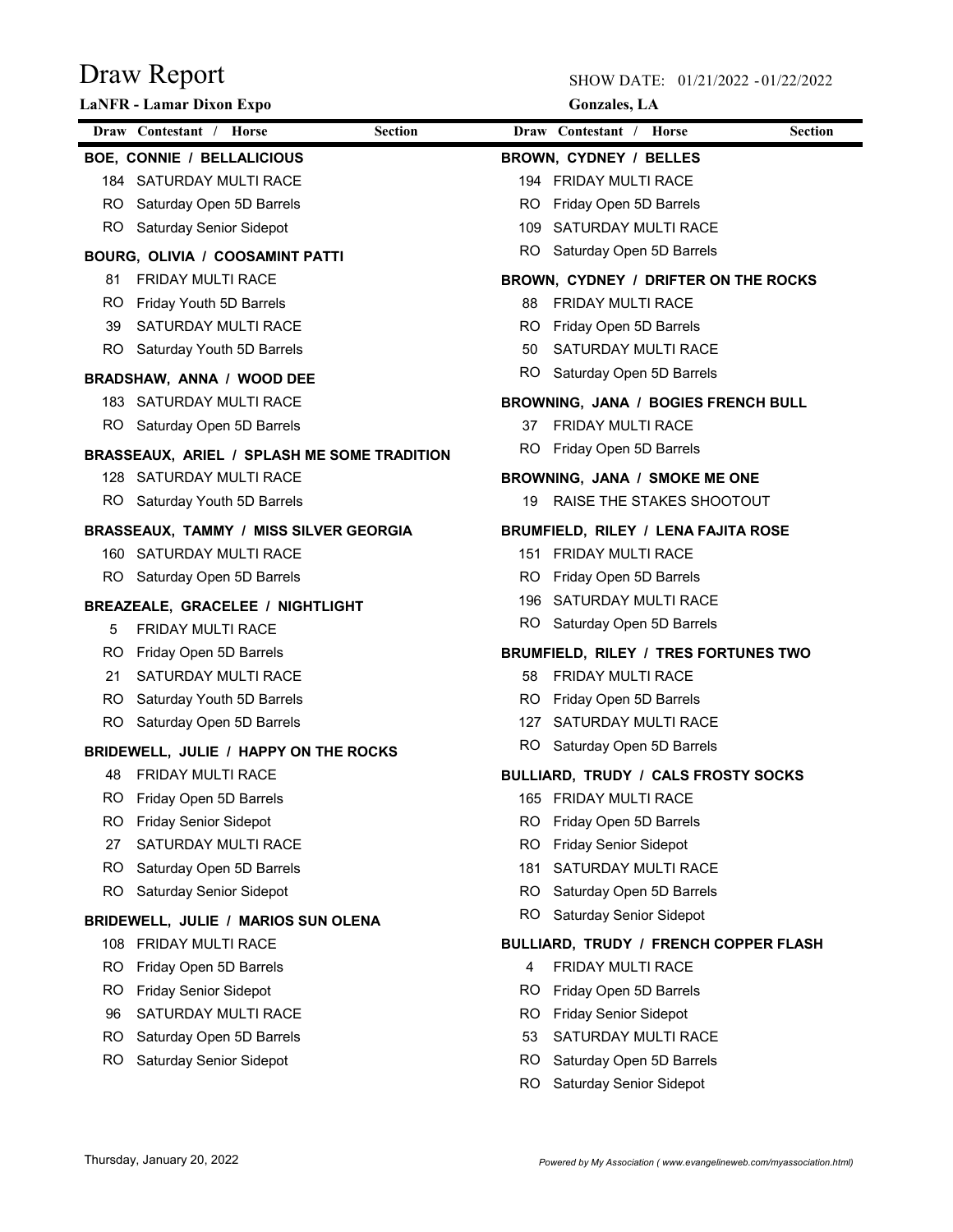# Draw Report

**LaNFR - Lamar Dixon Expo**

SHOW DATE: 01/21/2022 - 01/22/2022

**Gonzales, LA**

| Draw | Contestant / Horse | Section |
|---|---|---|

**BOE, CONNIE / BELLALICIOUS**

| Draw | Section |
|---|---|
| 184 | SATURDAY MULTI RACE |
| RO | Saturday Open 5D Barrels |
| RO | Saturday Senior Sidepot |

**BOURG, OLIVIA / COOSAMINT PATTI**

| Draw | Section |
|---|---|
| 81 | FRIDAY MULTI RACE |
| RO | Friday Youth 5D Barrels |
| 39 | SATURDAY MULTI RACE |
| RO | Saturday Youth 5D Barrels |

**BRADSHAW, ANNA / WOOD DEE**

| Draw | Section |
|---|---|
| 183 | SATURDAY MULTI RACE |
| RO | Saturday Open 5D Barrels |

**BRASSEAUX, ARIEL / SPLASH ME SOME TRADITION**

| Draw | Section |
|---|---|
| 128 | SATURDAY MULTI RACE |
| RO | Saturday Youth 5D Barrels |

**BRASSEAUX, TAMMY / MISS SILVER GEORGIA**

| Draw | Section |
|---|---|
| 160 | SATURDAY MULTI RACE |
| RO | Saturday Open 5D Barrels |

**BREAZEALE, GRACELEE / NIGHTLIGHT**

| Draw | Section |
|---|---|
| 5 | FRIDAY MULTI RACE |
| RO | Friday Open 5D Barrels |
| 21 | SATURDAY MULTI RACE |
| RO | Saturday Youth 5D Barrels |
| RO | Saturday Open 5D Barrels |

**BRIDEWELL, JULIE / HAPPY ON THE ROCKS**

| Draw | Section |
|---|---|
| 48 | FRIDAY MULTI RACE |
| RO | Friday Open 5D Barrels |
| RO | Friday Senior Sidepot |
| 27 | SATURDAY MULTI RACE |
| RO | Saturday Open 5D Barrels |
| RO | Saturday Senior Sidepot |

**BRIDEWELL, JULIE / MARIOS SUN OLENA**

| Draw | Section |
|---|---|
| 108 | FRIDAY MULTI RACE |
| RO | Friday Open 5D Barrels |
| RO | Friday Senior Sidepot |
| 96 | SATURDAY MULTI RACE |
| RO | Saturday Open 5D Barrels |
| RO | Saturday Senior Sidepot |

**BROWN, CYDNEY / BELLES**

| Draw | Section |
|---|---|
| 194 | FRIDAY MULTI RACE |
| RO | Friday Open 5D Barrels |
| 109 | SATURDAY MULTI RACE |
| RO | Saturday Open 5D Barrels |

**BROWN, CYDNEY / DRIFTER ON THE ROCKS**

| Draw | Section |
|---|---|
| 88 | FRIDAY MULTI RACE |
| RO | Friday Open 5D Barrels |
| 50 | SATURDAY MULTI RACE |
| RO | Saturday Open 5D Barrels |

**BROWNING, JANA / BOGIES FRENCH BULL**

| Draw | Section |
|---|---|
| 37 | FRIDAY MULTI RACE |
| RO | Friday Open 5D Barrels |

**BROWNING, JANA / SMOKE ME ONE**

| Draw | Section |
|---|---|
| 19 | RAISE THE STAKES SHOOTOUT |

**BRUMFIELD, RILEY / LENA FAJITA ROSE**

| Draw | Section |
|---|---|
| 151 | FRIDAY MULTI RACE |
| RO | Friday Open 5D Barrels |
| 196 | SATURDAY MULTI RACE |
| RO | Saturday Open 5D Barrels |

**BRUMFIELD, RILEY / TRES FORTUNES TWO**

| Draw | Section |
|---|---|
| 58 | FRIDAY MULTI RACE |
| RO | Friday Open 5D Barrels |
| 127 | SATURDAY MULTI RACE |
| RO | Saturday Open 5D Barrels |

**BULLIARD, TRUDY / CALS FROSTY SOCKS**

| Draw | Section |
|---|---|
| 165 | FRIDAY MULTI RACE |
| RO | Friday Open 5D Barrels |
| RO | Friday Senior Sidepot |
| 181 | SATURDAY MULTI RACE |
| RO | Saturday Open 5D Barrels |
| RO | Saturday Senior Sidepot |

**BULLIARD, TRUDY / FRENCH COPPER FLASH**

| Draw | Section |
|---|---|
| 4 | FRIDAY MULTI RACE |
| RO | Friday Open 5D Barrels |
| RO | Friday Senior Sidepot |
| 53 | SATURDAY MULTI RACE |
| RO | Saturday Open 5D Barrels |
| RO | Saturday Senior Sidepot |

Thursday, January 20, 2022

*Powered by My Association ( www.evangelineweb.com/myassociation.html)*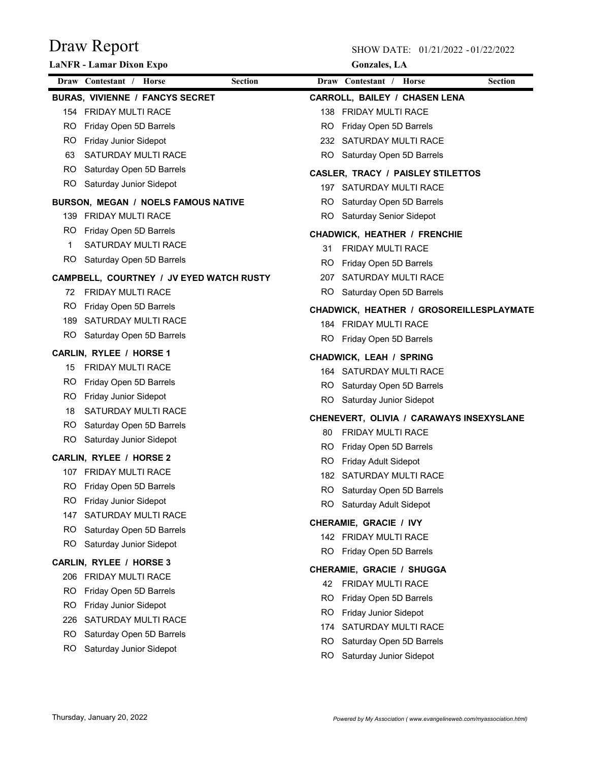# Draw Report

**LaNFR - Lamar Dixon Expo**

SHOW DATE: 01/21/2022 - 01/22/2022

**Gonzales, LA**

| Draw | Contestant / Horse | Section |
|---|---|---|
| | **BURAS, VIVIENNE / FANCYS SECRET** | |
| 154 | FRIDAY MULTI RACE | |
| RO | Friday Open 5D Barrels | |
| RO | Friday Junior Sidepot | |
| 63 | SATURDAY MULTI RACE | |
| RO | Saturday Open 5D Barrels | |
| RO | Saturday Junior Sidepot | |
| | **BURSON, MEGAN / NOELS FAMOUS NATIVE** | |
| 139 | FRIDAY MULTI RACE | |
| RO | Friday Open 5D Barrels | |
| 1 | SATURDAY MULTI RACE | |
| RO | Saturday Open 5D Barrels | |
| | **CAMPBELL, COURTNEY / JV EYED WATCH RUSTY** | |
| 72 | FRIDAY MULTI RACE | |
| RO | Friday Open 5D Barrels | |
| 189 | SATURDAY MULTI RACE | |
| RO | Saturday Open 5D Barrels | |
| | **CARLIN, RYLEE / HORSE 1** | |
| 15 | FRIDAY MULTI RACE | |
| RO | Friday Open 5D Barrels | |
| RO | Friday Junior Sidepot | |
| 18 | SATURDAY MULTI RACE | |
| RO | Saturday Open 5D Barrels | |
| RO | Saturday Junior Sidepot | |
| | **CARLIN, RYLEE / HORSE 2** | |
| 107 | FRIDAY MULTI RACE | |
| RO | Friday Open 5D Barrels | |
| RO | Friday Junior Sidepot | |
| 147 | SATURDAY MULTI RACE | |
| RO | Saturday Open 5D Barrels | |
| RO | Saturday Junior Sidepot | |
| | **CARLIN, RYLEE / HORSE 3** | |
| 206 | FRIDAY MULTI RACE | |
| RO | Friday Open 5D Barrels | |
| RO | Friday Junior Sidepot | |
| 226 | SATURDAY MULTI RACE | |
| RO | Saturday Open 5D Barrels | |
| RO | Saturday Junior Sidepot | |
| | **CARROLL, BAILEY / CHASEN LENA** | |
| 138 | FRIDAY MULTI RACE | |
| RO | Friday Open 5D Barrels | |
| 232 | SATURDAY MULTI RACE | |
| RO | Saturday Open 5D Barrels | |
| | **CASLER, TRACY / PAISLEY STILETTOS** | |
| 197 | SATURDAY MULTI RACE | |
| RO | Saturday Open 5D Barrels | |
| RO | Saturday Senior Sidepot | |
| | **CHADWICK, HEATHER / FRENCHIE** | |
| 31 | FRIDAY MULTI RACE | |
| RO | Friday Open 5D Barrels | |
| 207 | SATURDAY MULTI RACE | |
| RO | Saturday Open 5D Barrels | |
| | **CHADWICK, HEATHER / GROSOREILLESPLAYMATE** | |
| 184 | FRIDAY MULTI RACE | |
| RO | Friday Open 5D Barrels | |
| | **CHADWICK, LEAH / SPRING** | |
| 164 | SATURDAY MULTI RACE | |
| RO | Saturday Open 5D Barrels | |
| RO | Saturday Junior Sidepot | |
| | **CHENEVERT, OLIVIA / CARAWAYS INSEXYSLANE** | |
| 80 | FRIDAY MULTI RACE | |
| RO | Friday Open 5D Barrels | |
| RO | Friday Adult Sidepot | |
| 182 | SATURDAY MULTI RACE | |
| RO | Saturday Open 5D Barrels | |
| RO | Saturday Adult Sidepot | |
| | **CHERAMIE, GRACIE / IVY** | |
| 142 | FRIDAY MULTI RACE | |
| RO | Friday Open 5D Barrels | |
| | **CHERAMIE, GRACIE / SHUGGA** | |
| 42 | FRIDAY MULTI RACE | |
| RO | Friday Open 5D Barrels | |
| RO | Friday Junior Sidepot | |
| 174 | SATURDAY MULTI RACE | |
| RO | Saturday Open 5D Barrels | |
| RO | Saturday Junior Sidepot | |

Thursday, January 20, 2022

*Powered by My Association ( www.evangelineweb.com/myassociation.html)*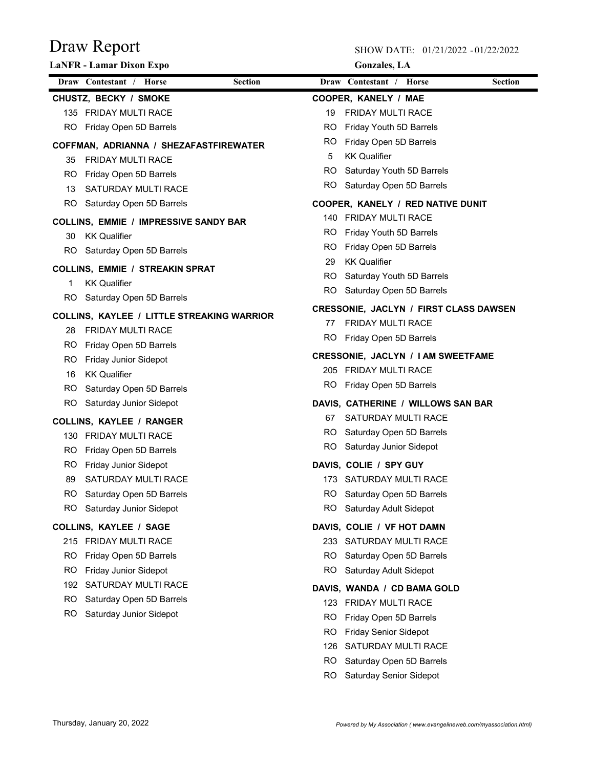# Draw Report

**LaNFR - Lamar Dixon Expo**

SHOW DATE: 01/21/2022 - 01/22/2022

**Gonzales, LA**

| Draw | Contestant / Horse | Section |
|---|---|---|

**CHUSTZ, BECKY / SMOKE**

| | |
|---|---|
| 135 | FRIDAY MULTI RACE |
| RO | Friday Open 5D Barrels |

**COFFMAN, ADRIANNA / SHEZAFASTFIREWATER**

| | |
|---|---|
| 35 | FRIDAY MULTI RACE |
| RO | Friday Open 5D Barrels |
| 13 | SATURDAY MULTI RACE |
| RO | Saturday Open 5D Barrels |

**COLLINS, EMMIE / IMPRESSIVE SANDY BAR**

| | |
|---|---|
| 30 | KK Qualifier |
| RO | Saturday Open 5D Barrels |

**COLLINS, EMMIE / STREAKIN SPRAT**

| | |
|---|---|
| 1 | KK Qualifier |
| RO | Saturday Open 5D Barrels |

**COLLINS, KAYLEE / LITTLE STREAKING WARRIOR**

| | |
|---|---|
| 28 | FRIDAY MULTI RACE |
| RO | Friday Open 5D Barrels |
| RO | Friday Junior Sidepot |
| 16 | KK Qualifier |
| RO | Saturday Open 5D Barrels |
| RO | Saturday Junior Sidepot |

**COLLINS, KAYLEE / RANGER**

| | |
|---|---|
| 130 | FRIDAY MULTI RACE |
| RO | Friday Open 5D Barrels |
| RO | Friday Junior Sidepot |
| 89 | SATURDAY MULTI RACE |
| RO | Saturday Open 5D Barrels |
| RO | Saturday Junior Sidepot |

**COLLINS, KAYLEE / SAGE**

| | |
|---|---|
| 215 | FRIDAY MULTI RACE |
| RO | Friday Open 5D Barrels |
| RO | Friday Junior Sidepot |
| 192 | SATURDAY MULTI RACE |
| RO | Saturday Open 5D Barrels |
| RO | Saturday Junior Sidepot |

**COOPER, KANELY / MAE**

| | |
|---|---|
| 19 | FRIDAY MULTI RACE |
| RO | Friday Youth 5D Barrels |
| RO | Friday Open 5D Barrels |
| 5 | KK Qualifier |
| RO | Saturday Youth 5D Barrels |
| RO | Saturday Open 5D Barrels |

**COOPER, KANELY / RED NATIVE DUNIT**

| | |
|---|---|
| 140 | FRIDAY MULTI RACE |
| RO | Friday Youth 5D Barrels |
| RO | Friday Open 5D Barrels |
| 29 | KK Qualifier |
| RO | Saturday Youth 5D Barrels |
| RO | Saturday Open 5D Barrels |

**CRESSONIE, JACLYN / FIRST CLASS DAWSEN**

| | |
|---|---|
| 77 | FRIDAY MULTI RACE |
| RO | Friday Open 5D Barrels |

**CRESSONIE, JACLYN / I AM SWEETFAME**

| | |
|---|---|
| 205 | FRIDAY MULTI RACE |
| RO | Friday Open 5D Barrels |

**DAVIS, CATHERINE / WILLOWS SAN BAR**

| | |
|---|---|
| 67 | SATURDAY MULTI RACE |
| RO | Saturday Open 5D Barrels |
| RO | Saturday Junior Sidepot |

**DAVIS, COLIE / SPY GUY**

| | |
|---|---|
| 173 | SATURDAY MULTI RACE |
| RO | Saturday Open 5D Barrels |
| RO | Saturday Adult Sidepot |

**DAVIS, COLIE / VF HOT DAMN**

| | |
|---|---|
| 233 | SATURDAY MULTI RACE |
| RO | Saturday Open 5D Barrels |
| RO | Saturday Adult Sidepot |

**DAVIS, WANDA / CD BAMA GOLD**

| | |
|---|---|
| 123 | FRIDAY MULTI RACE |
| RO | Friday Open 5D Barrels |
| RO | Friday Senior Sidepot |
| 126 | SATURDAY MULTI RACE |
| RO | Saturday Open 5D Barrels |
| RO | Saturday Senior Sidepot |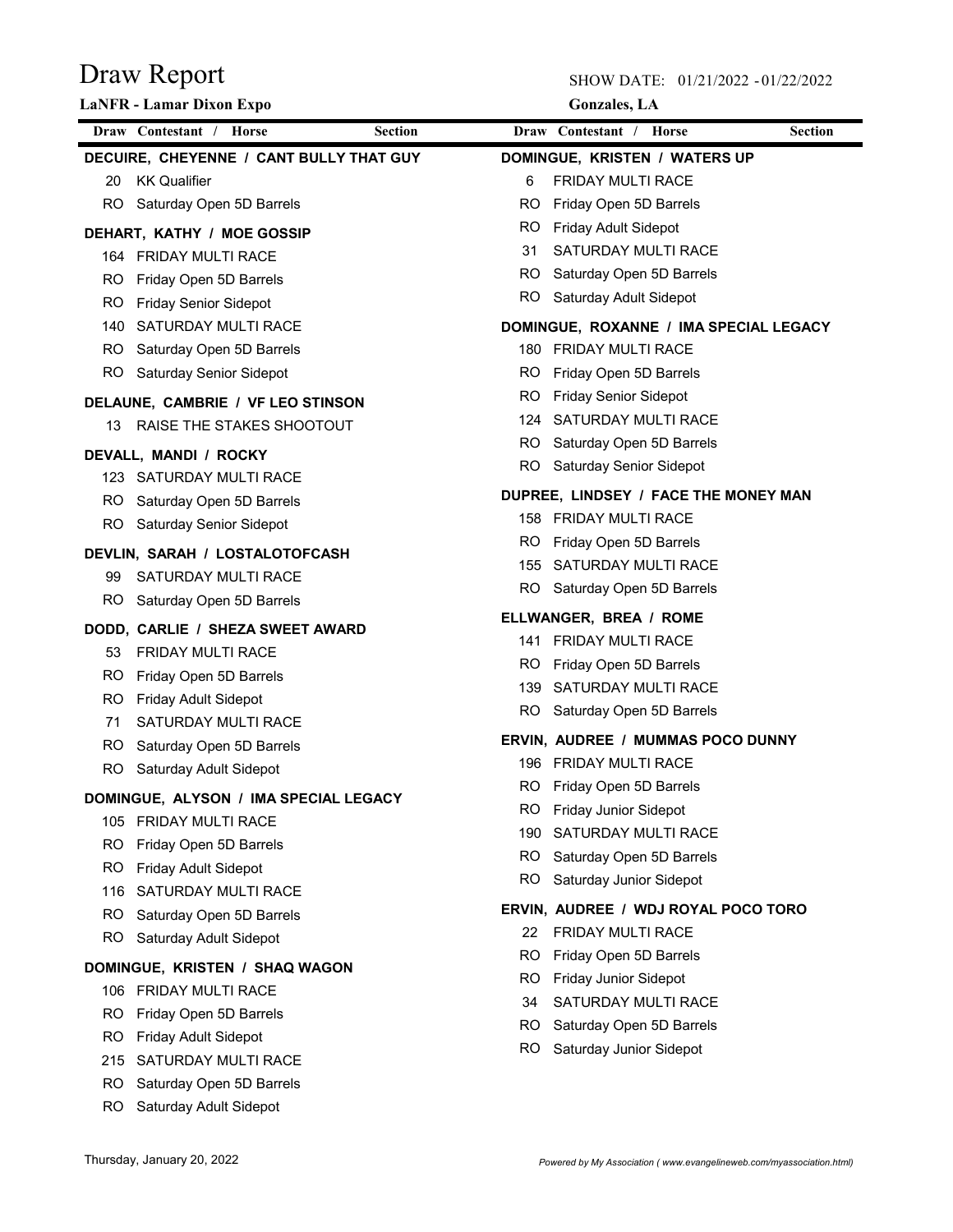# Draw Report

**LaNFR - Lamar Dixon Expo**

SHOW DATE: 01/21/2022 - 01/22/2022

**Gonzales, LA**

| Draw | Contestant / Horse | Section |
|---|---|---|

**DECUIRE, CHEYENNE / CANT BULLY THAT GUY**

| Draw | Section |
|---|---|
| 20 | KK Qualifier |
| RO | Saturday Open 5D Barrels |

**DEHART, KATHY / MOE GOSSIP**

| Draw | Section |
|---|---|
| 164 | FRIDAY MULTI RACE |
| RO | Friday Open 5D Barrels |
| RO | Friday Senior Sidepot |
| 140 | SATURDAY MULTI RACE |
| RO | Saturday Open 5D Barrels |
| RO | Saturday Senior Sidepot |

**DELAUNE, CAMBRIE / VF LEO STINSON**

| Draw | Section |
|---|---|
| 13 | RAISE THE STAKES SHOOTOUT |

**DEVALL, MANDI / ROCKY**

| Draw | Section |
|---|---|
| 123 | SATURDAY MULTI RACE |
| RO | Saturday Open 5D Barrels |
| RO | Saturday Senior Sidepot |

**DEVLIN, SARAH / LOSTALOTOFCASH**

| Draw | Section |
|---|---|
| 99 | SATURDAY MULTI RACE |
| RO | Saturday Open 5D Barrels |

**DODD, CARLIE / SHEZA SWEET AWARD**

| Draw | Section |
|---|---|
| 53 | FRIDAY MULTI RACE |
| RO | Friday Open 5D Barrels |
| RO | Friday Adult Sidepot |
| 71 | SATURDAY MULTI RACE |
| RO | Saturday Open 5D Barrels |
| RO | Saturday Adult Sidepot |

**DOMINGUE, ALYSON / IMA SPECIAL LEGACY**

| Draw | Section |
|---|---|
| 105 | FRIDAY MULTI RACE |
| RO | Friday Open 5D Barrels |
| RO | Friday Adult Sidepot |
| 116 | SATURDAY MULTI RACE |
| RO | Saturday Open 5D Barrels |
| RO | Saturday Adult Sidepot |

**DOMINGUE, KRISTEN / SHAQ WAGON**

| Draw | Section |
|---|---|
| 106 | FRIDAY MULTI RACE |
| RO | Friday Open 5D Barrels |
| RO | Friday Adult Sidepot |
| 215 | SATURDAY MULTI RACE |
| RO | Saturday Open 5D Barrels |
| RO | Saturday Adult Sidepot |

**DOMINGUE, KRISTEN / WATERS UP**

| Draw | Section |
|---|---|
| 6 | FRIDAY MULTI RACE |
| RO | Friday Open 5D Barrels |
| RO | Friday Adult Sidepot |
| 31 | SATURDAY MULTI RACE |
| RO | Saturday Open 5D Barrels |
| RO | Saturday Adult Sidepot |

**DOMINGUE, ROXANNE / IMA SPECIAL LEGACY**

| Draw | Section |
|---|---|
| 180 | FRIDAY MULTI RACE |
| RO | Friday Open 5D Barrels |
| RO | Friday Senior Sidepot |
| 124 | SATURDAY MULTI RACE |
| RO | Saturday Open 5D Barrels |
| RO | Saturday Senior Sidepot |

**DUPREE, LINDSEY / FACE THE MONEY MAN**

| Draw | Section |
|---|---|
| 158 | FRIDAY MULTI RACE |
| RO | Friday Open 5D Barrels |
| 155 | SATURDAY MULTI RACE |
| RO | Saturday Open 5D Barrels |

**ELLWANGER, BREA / ROME**

| Draw | Section |
|---|---|
| 141 | FRIDAY MULTI RACE |
| RO | Friday Open 5D Barrels |
| 139 | SATURDAY MULTI RACE |
| RO | Saturday Open 5D Barrels |

**ERVIN, AUDREE / MUMMAS POCO DUNNY**

| Draw | Section |
|---|---|
| 196 | FRIDAY MULTI RACE |
| RO | Friday Open 5D Barrels |
| RO | Friday Junior Sidepot |
| 190 | SATURDAY MULTI RACE |
| RO | Saturday Open 5D Barrels |
| RO | Saturday Junior Sidepot |

**ERVIN, AUDREE / WDJ ROYAL POCO TORO**

| Draw | Section |
|---|---|
| 22 | FRIDAY MULTI RACE |
| RO | Friday Open 5D Barrels |
| RO | Friday Junior Sidepot |
| 34 | SATURDAY MULTI RACE |
| RO | Saturday Open 5D Barrels |
| RO | Saturday Junior Sidepot |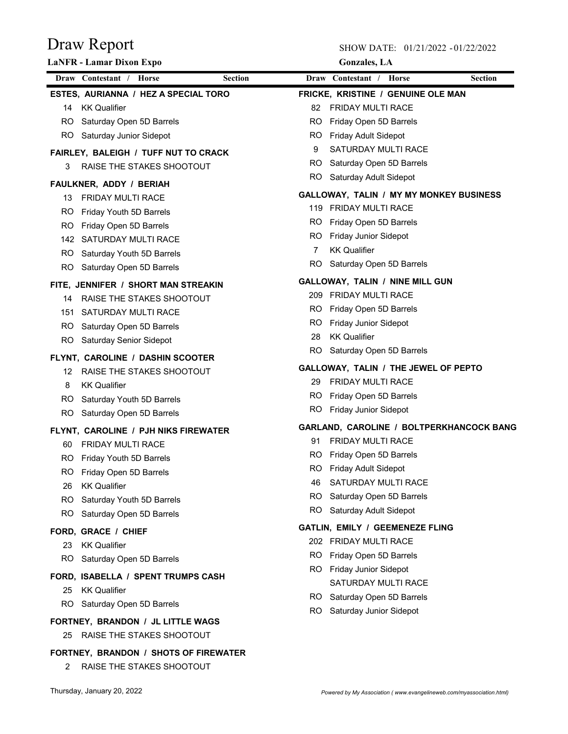# Draw Report

**LaNFR - Lamar Dixon Expo**

SHOW DATE: 01/21/2022 - 01/22/2022

**Gonzales, LA**

| Draw | Contestant / Horse | Section |
|---|---|---|

**ESTES, AURIANNA / HEZ A SPECIAL TORO**

| Draw | Section |
|---|---|
| 14 | KK Qualifier |
| RO | Saturday Open 5D Barrels |
| RO | Saturday Junior Sidepot |

**FAIRLEY, BALEIGH / TUFF NUT TO CRACK**

| Draw | Section |
|---|---|
| 3 | RAISE THE STAKES SHOOTOUT |

**FAULKNER, ADDY / BERIAH**

| Draw | Section |
|---|---|
| 13 | FRIDAY MULTI RACE |
| RO | Friday Youth 5D Barrels |
| RO | Friday Open 5D Barrels |
| 142 | SATURDAY MULTI RACE |
| RO | Saturday Youth 5D Barrels |
| RO | Saturday Open 5D Barrels |

**FITE, JENNIFER / SHORT MAN STREAKIN**

| Draw | Section |
|---|---|
| 14 | RAISE THE STAKES SHOOTOUT |
| 151 | SATURDAY MULTI RACE |
| RO | Saturday Open 5D Barrels |
| RO | Saturday Senior Sidepot |

**FLYNT, CAROLINE / DASHIN SCOOTER**

| Draw | Section |
|---|---|
| 12 | RAISE THE STAKES SHOOTOUT |
| 8 | KK Qualifier |
| RO | Saturday Youth 5D Barrels |
| RO | Saturday Open 5D Barrels |

**FLYNT, CAROLINE / PJH NIKS FIREWATER**

| Draw | Section |
|---|---|
| 60 | FRIDAY MULTI RACE |
| RO | Friday Youth 5D Barrels |
| RO | Friday Open 5D Barrels |
| 26 | KK Qualifier |
| RO | Saturday Youth 5D Barrels |
| RO | Saturday Open 5D Barrels |

**FORD, GRACE / CHIEF**

| Draw | Section |
|---|---|
| 23 | KK Qualifier |
| RO | Saturday Open 5D Barrels |

**FORD, ISABELLA / SPENT TRUMPS CASH**

| Draw | Section |
|---|---|
| 25 | KK Qualifier |
| RO | Saturday Open 5D Barrels |

**FORTNEY, BRANDON / JL LITTLE WAGS**

| Draw | Section |
|---|---|
| 25 | RAISE THE STAKES SHOOTOUT |

**FORTNEY, BRANDON / SHOTS OF FIREWATER**

| Draw | Section |
|---|---|
| 2 | RAISE THE STAKES SHOOTOUT |

**FRICKE, KRISTINE / GENUINE OLE MAN**

| Draw | Section |
|---|---|
| 82 | FRIDAY MULTI RACE |
| RO | Friday Open 5D Barrels |
| RO | Friday Adult Sidepot |
| 9 | SATURDAY MULTI RACE |
| RO | Saturday Open 5D Barrels |
| RO | Saturday Adult Sidepot |

**GALLOWAY, TALIN / MY MY MONKEY BUSINESS**

| Draw | Section |
|---|---|
| 119 | FRIDAY MULTI RACE |
| RO | Friday Open 5D Barrels |
| RO | Friday Junior Sidepot |
| 7 | KK Qualifier |
| RO | Saturday Open 5D Barrels |

**GALLOWAY, TALIN / NINE MILL GUN**

| Draw | Section |
|---|---|
| 209 | FRIDAY MULTI RACE |
| RO | Friday Open 5D Barrels |
| RO | Friday Junior Sidepot |
| 28 | KK Qualifier |
| RO | Saturday Open 5D Barrels |

**GALLOWAY, TALIN / THE JEWEL OF PEPTO**

| Draw | Section |
|---|---|
| 29 | FRIDAY MULTI RACE |
| RO | Friday Open 5D Barrels |
| RO | Friday Junior Sidepot |

**GARLAND, CAROLINE / BOLTPERKHANCOCK BANG**

| Draw | Section |
|---|---|
| 91 | FRIDAY MULTI RACE |
| RO | Friday Open 5D Barrels |
| RO | Friday Adult Sidepot |
| 46 | SATURDAY MULTI RACE |
| RO | Saturday Open 5D Barrels |
| RO | Saturday Adult Sidepot |

**GATLIN, EMILY / GEEMENEZE FLING**

| Draw | Section |
|---|---|
| 202 | FRIDAY MULTI RACE |
| RO | Friday Open 5D Barrels |
| RO | Friday Junior Sidepot |
| | SATURDAY MULTI RACE |
| RO | Saturday Open 5D Barrels |
| RO | Saturday Junior Sidepot |

Thursday, January 20, 2022

*Powered by My Association ( www.evangelineweb.com/myassociation.html)*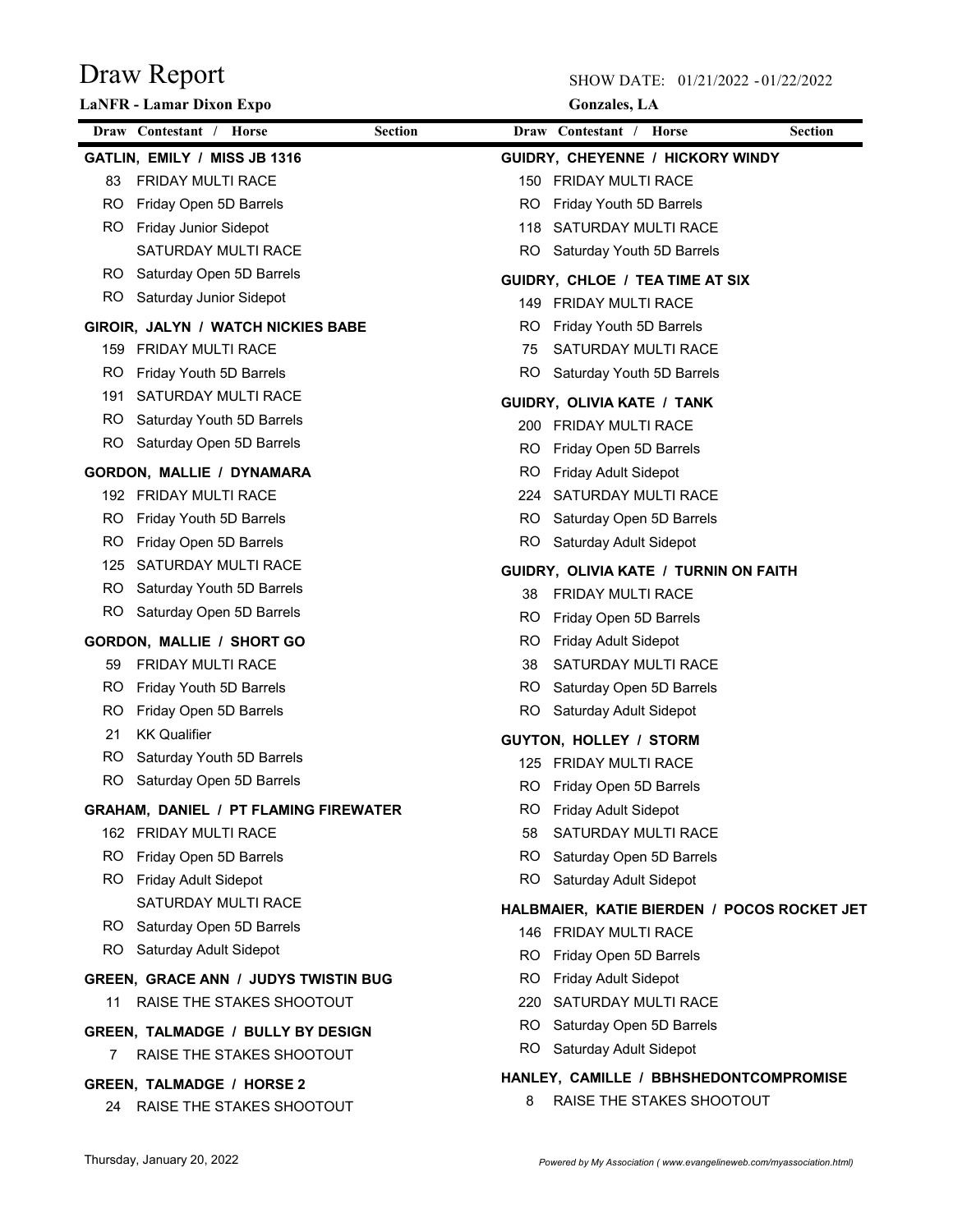# Draw Report

**LaNFR - Lamar Dixon Expo**

SHOW DATE: 01/21/2022 - 01/22/2022

**Gonzales, LA**

| Draw | Contestant / Horse | Section |
|---|---|---|

**GATLIN, EMILY / MISS JB 1316**

| Draw | Section |
|---|---|
| 83 | FRIDAY MULTI RACE |
| RO | Friday Open 5D Barrels |
| RO | Friday Junior Sidepot |
| | SATURDAY MULTI RACE |
| RO | Saturday Open 5D Barrels |
| RO | Saturday Junior Sidepot |

**GIROIR, JALYN / WATCH NICKIES BABE**

| Draw | Section |
|---|---|
| 159 | FRIDAY MULTI RACE |
| RO | Friday Youth 5D Barrels |
| 191 | SATURDAY MULTI RACE |
| RO | Saturday Youth 5D Barrels |
| RO | Saturday Open 5D Barrels |

**GORDON, MALLIE / DYNAMARA**

| Draw | Section |
|---|---|
| 192 | FRIDAY MULTI RACE |
| RO | Friday Youth 5D Barrels |
| RO | Friday Open 5D Barrels |
| 125 | SATURDAY MULTI RACE |
| RO | Saturday Youth 5D Barrels |
| RO | Saturday Open 5D Barrels |

**GORDON, MALLIE / SHORT GO**

| Draw | Section |
|---|---|
| 59 | FRIDAY MULTI RACE |
| RO | Friday Youth 5D Barrels |
| RO | Friday Open 5D Barrels |
| 21 | KK Qualifier |
| RO | Saturday Youth 5D Barrels |
| RO | Saturday Open 5D Barrels |

**GRAHAM, DANIEL / PT FLAMING FIREWATER**

| Draw | Section |
|---|---|
| 162 | FRIDAY MULTI RACE |
| RO | Friday Open 5D Barrels |
| RO | Friday Adult Sidepot |
| | SATURDAY MULTI RACE |
| RO | Saturday Open 5D Barrels |
| RO | Saturday Adult Sidepot |

**GREEN, GRACE ANN / JUDYS TWISTIN BUG**

| Draw | Section |
|---|---|
| 11 | RAISE THE STAKES SHOOTOUT |

**GREEN, TALMADGE / BULLY BY DESIGN**

| Draw | Section |
|---|---|
| 7 | RAISE THE STAKES SHOOTOUT |

**GREEN, TALMADGE / HORSE 2**

| Draw | Section |
|---|---|
| 24 | RAISE THE STAKES SHOOTOUT |

**GUIDRY, CHEYENNE / HICKORY WINDY**

| Draw | Section |
|---|---|
| 150 | FRIDAY MULTI RACE |
| RO | Friday Youth 5D Barrels |
| 118 | SATURDAY MULTI RACE |
| RO | Saturday Youth 5D Barrels |

**GUIDRY, CHLOE / TEA TIME AT SIX**

| Draw | Section |
|---|---|
| 149 | FRIDAY MULTI RACE |
| RO | Friday Youth 5D Barrels |
| 75 | SATURDAY MULTI RACE |
| RO | Saturday Youth 5D Barrels |

**GUIDRY, OLIVIA KATE / TANK**

| Draw | Section |
|---|---|
| 200 | FRIDAY MULTI RACE |
| RO | Friday Open 5D Barrels |
| RO | Friday Adult Sidepot |
| 224 | SATURDAY MULTI RACE |
| RO | Saturday Open 5D Barrels |
| RO | Saturday Adult Sidepot |

**GUIDRY, OLIVIA KATE / TURNIN ON FAITH**

| Draw | Section |
|---|---|
| 38 | FRIDAY MULTI RACE |
| RO | Friday Open 5D Barrels |
| RO | Friday Adult Sidepot |
| 38 | SATURDAY MULTI RACE |
| RO | Saturday Open 5D Barrels |
| RO | Saturday Adult Sidepot |

**GUYTON, HOLLEY / STORM**

| Draw | Section |
|---|---|
| 125 | FRIDAY MULTI RACE |
| RO | Friday Open 5D Barrels |
| RO | Friday Adult Sidepot |
| 58 | SATURDAY MULTI RACE |
| RO | Saturday Open 5D Barrels |
| RO | Saturday Adult Sidepot |

**HALBMAIER, KATIE BIERDEN / POCOS ROCKET JET**

| Draw | Section |
|---|---|
| 146 | FRIDAY MULTI RACE |
| RO | Friday Open 5D Barrels |
| RO | Friday Adult Sidepot |
| 220 | SATURDAY MULTI RACE |
| RO | Saturday Open 5D Barrels |
| RO | Saturday Adult Sidepot |

**HANLEY, CAMILLE / BBHSHEDONTCOMPROMISE**

| Draw | Section |
|---|---|
| 8 | RAISE THE STAKES SHOOTOUT |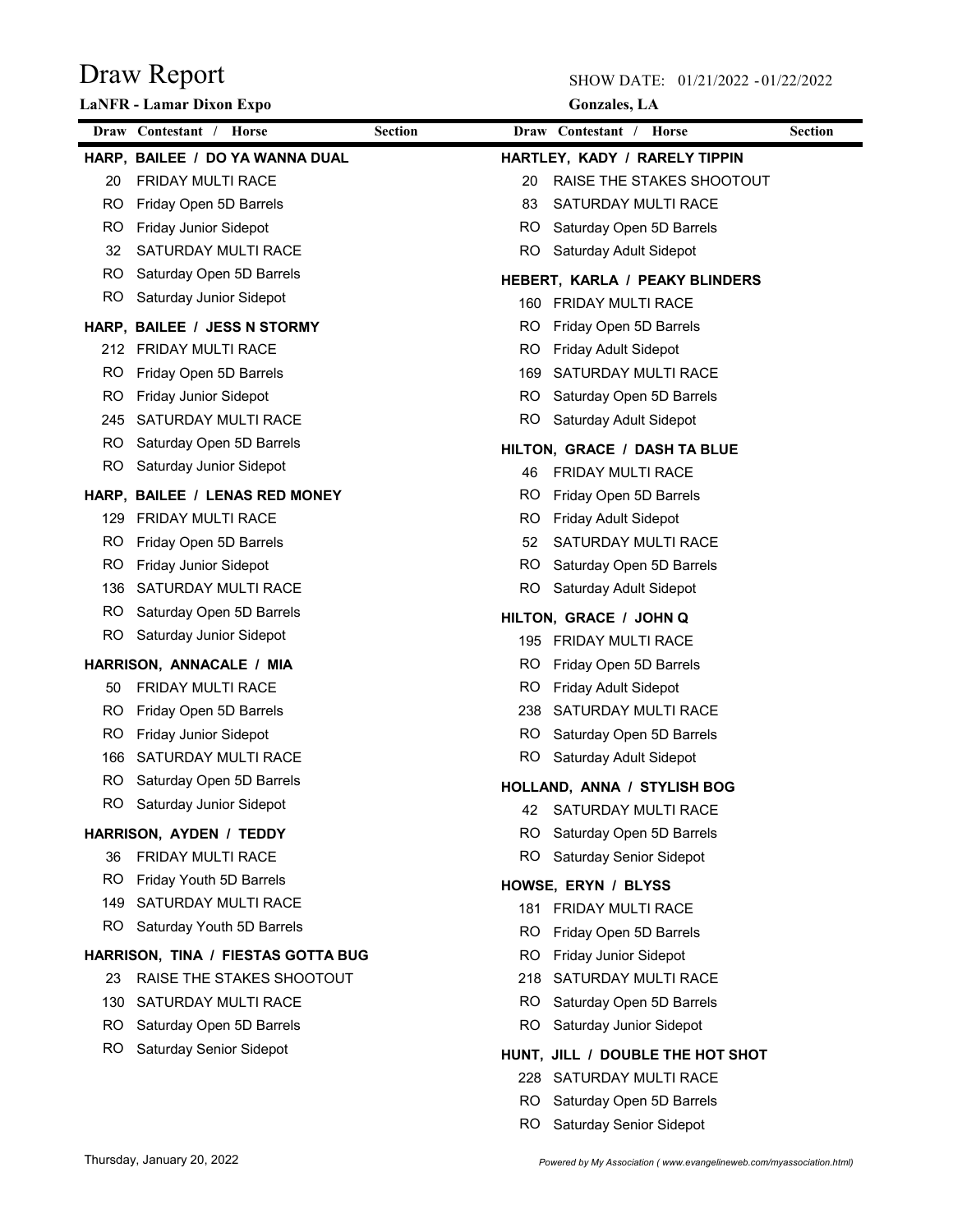# Draw Report

**LaNFR - Lamar Dixon Expo**

SHOW DATE: 01/21/2022 - 01/22/2022

**Gonzales, LA**

| Draw | Contestant / Horse | Section |
|---|---|---|

**HARP, BAILEE / DO YA WANNA DUAL**

| Draw | Section |
|---|---|
| 20 | FRIDAY MULTI RACE |
| RO | Friday Open 5D Barrels |
| RO | Friday Junior Sidepot |
| 32 | SATURDAY MULTI RACE |
| RO | Saturday Open 5D Barrels |
| RO | Saturday Junior Sidepot |

**HARP, BAILEE / JESS N STORMY**

| Draw | Section |
|---|---|
| 212 | FRIDAY MULTI RACE |
| RO | Friday Open 5D Barrels |
| RO | Friday Junior Sidepot |
| 245 | SATURDAY MULTI RACE |
| RO | Saturday Open 5D Barrels |
| RO | Saturday Junior Sidepot |

**HARP, BAILEE / LENAS RED MONEY**

| Draw | Section |
|---|---|
| 129 | FRIDAY MULTI RACE |
| RO | Friday Open 5D Barrels |
| RO | Friday Junior Sidepot |
| 136 | SATURDAY MULTI RACE |
| RO | Saturday Open 5D Barrels |
| RO | Saturday Junior Sidepot |

**HARRISON, ANNACALE / MIA**

| Draw | Section |
|---|---|
| 50 | FRIDAY MULTI RACE |
| RO | Friday Open 5D Barrels |
| RO | Friday Junior Sidepot |
| 166 | SATURDAY MULTI RACE |
| RO | Saturday Open 5D Barrels |
| RO | Saturday Junior Sidepot |

**HARRISON, AYDEN / TEDDY**

| Draw | Section |
|---|---|
| 36 | FRIDAY MULTI RACE |
| RO | Friday Youth 5D Barrels |
| 149 | SATURDAY MULTI RACE |
| RO | Saturday Youth 5D Barrels |

**HARRISON, TINA / FIESTAS GOTTA BUG**

| Draw | Section |
|---|---|
| 23 | RAISE THE STAKES SHOOTOUT |
| 130 | SATURDAY MULTI RACE |
| RO | Saturday Open 5D Barrels |
| RO | Saturday Senior Sidepot |

**HARTLEY, KADY / RARELY TIPPIN**

| Draw | Section |
|---|---|
| 20 | RAISE THE STAKES SHOOTOUT |
| 83 | SATURDAY MULTI RACE |
| RO | Saturday Open 5D Barrels |
| RO | Saturday Adult Sidepot |

**HEBERT, KARLA / PEAKY BLINDERS**

| Draw | Section |
|---|---|
| 160 | FRIDAY MULTI RACE |
| RO | Friday Open 5D Barrels |
| RO | Friday Adult Sidepot |
| 169 | SATURDAY MULTI RACE |
| RO | Saturday Open 5D Barrels |
| RO | Saturday Adult Sidepot |

**HILTON, GRACE / DASH TA BLUE**

| Draw | Section |
|---|---|
| 46 | FRIDAY MULTI RACE |
| RO | Friday Open 5D Barrels |
| RO | Friday Adult Sidepot |
| 52 | SATURDAY MULTI RACE |
| RO | Saturday Open 5D Barrels |
| RO | Saturday Adult Sidepot |

**HILTON, GRACE / JOHN Q**

| Draw | Section |
|---|---|
| 195 | FRIDAY MULTI RACE |
| RO | Friday Open 5D Barrels |
| RO | Friday Adult Sidepot |
| 238 | SATURDAY MULTI RACE |
| RO | Saturday Open 5D Barrels |
| RO | Saturday Adult Sidepot |

**HOLLAND, ANNA / STYLISH BOG**

| Draw | Section |
|---|---|
| 42 | SATURDAY MULTI RACE |
| RO | Saturday Open 5D Barrels |
| RO | Saturday Senior Sidepot |

**HOWSE, ERYN / BLYSS**

| Draw | Section |
|---|---|
| 181 | FRIDAY MULTI RACE |
| RO | Friday Open 5D Barrels |
| RO | Friday Junior Sidepot |
| 218 | SATURDAY MULTI RACE |
| RO | Saturday Open 5D Barrels |
| RO | Saturday Junior Sidepot |

**HUNT, JILL / DOUBLE THE HOT SHOT**

| Draw | Section |
|---|---|
| 228 | SATURDAY MULTI RACE |
| RO | Saturday Open 5D Barrels |
| RO | Saturday Senior Sidepot |

Thursday, January 20, 2022

*Powered by My Association ( www.evangelineweb.com/myassociation.html)*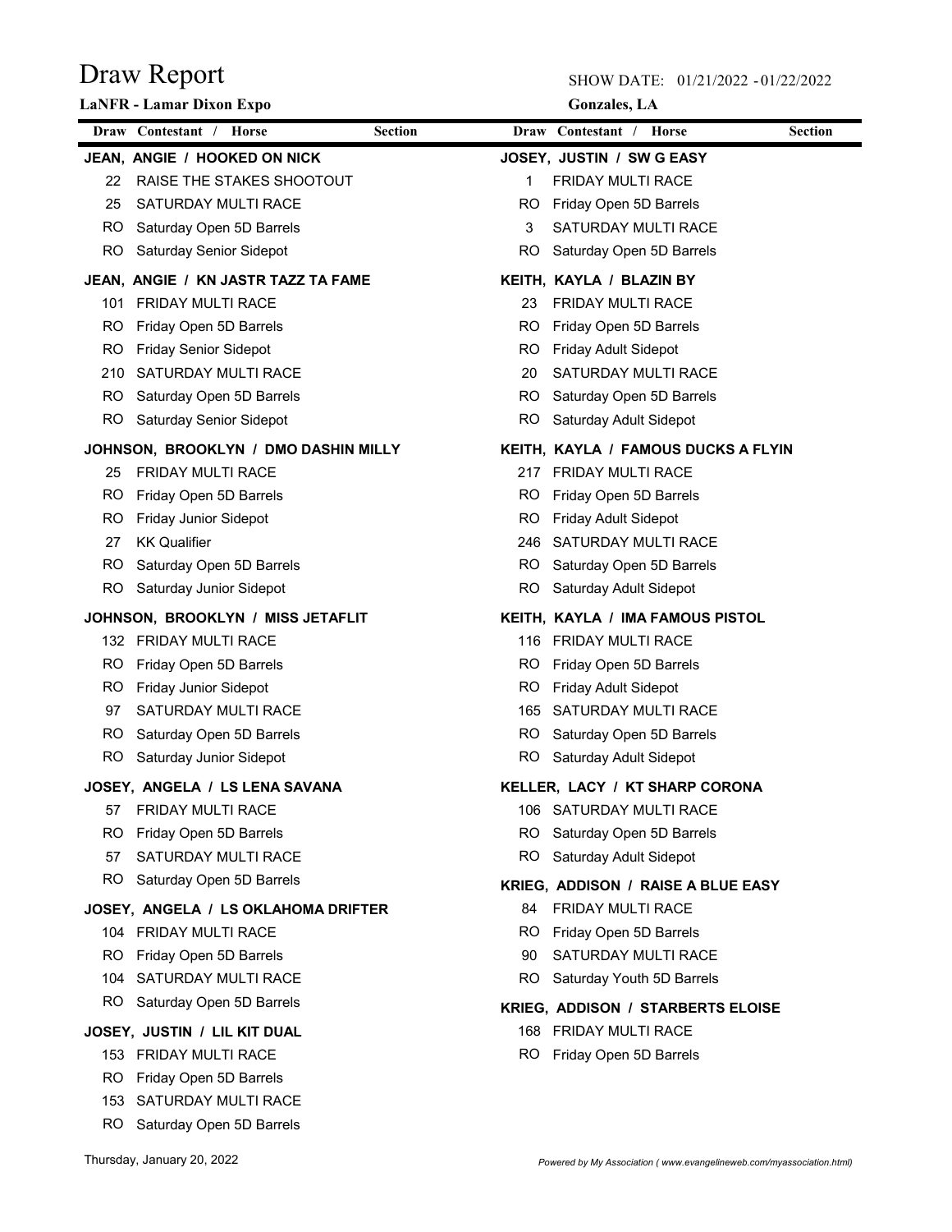# Draw Report

SHOW DATE: 01/21/2022 - 01/22/2022

**LaNFR - Lamar Dixon Expo** — **Gonzales, LA**

| Draw | Contestant / Horse | Section |
|---|---|---|
| | **JEAN, ANGIE / HOOKED ON NICK** | |
| 22 | RAISE THE STAKES SHOOTOUT | |
| 25 | SATURDAY MULTI RACE | |
| RO | Saturday Open 5D Barrels | |
| RO | Saturday Senior Sidepot | |
| | **JEAN, ANGIE / KN JASTR TAZZ TA FAME** | |
| 101 | FRIDAY MULTI RACE | |
| RO | Friday Open 5D Barrels | |
| RO | Friday Senior Sidepot | |
| 210 | SATURDAY MULTI RACE | |
| RO | Saturday Open 5D Barrels | |
| RO | Saturday Senior Sidepot | |
| | **JOHNSON, BROOKLYN / DMO DASHIN MILLY** | |
| 25 | FRIDAY MULTI RACE | |
| RO | Friday Open 5D Barrels | |
| RO | Friday Junior Sidepot | |
| 27 | KK Qualifier | |
| RO | Saturday Open 5D Barrels | |
| RO | Saturday Junior Sidepot | |
| | **JOHNSON, BROOKLYN / MISS JETAFLIT** | |
| 132 | FRIDAY MULTI RACE | |
| RO | Friday Open 5D Barrels | |
| RO | Friday Junior Sidepot | |
| 97 | SATURDAY MULTI RACE | |
| RO | Saturday Open 5D Barrels | |
| RO | Saturday Junior Sidepot | |
| | **JOSEY, ANGELA / LS LENA SAVANA** | |
| 57 | FRIDAY MULTI RACE | |
| RO | Friday Open 5D Barrels | |
| 57 | SATURDAY MULTI RACE | |
| RO | Saturday Open 5D Barrels | |
| | **JOSEY, ANGELA / LS OKLAHOMA DRIFTER** | |
| 104 | FRIDAY MULTI RACE | |
| RO | Friday Open 5D Barrels | |
| 104 | SATURDAY MULTI RACE | |
| RO | Saturday Open 5D Barrels | |
| | **JOSEY, JUSTIN / LIL KIT DUAL** | |
| 153 | FRIDAY MULTI RACE | |
| RO | Friday Open 5D Barrels | |
| 153 | SATURDAY MULTI RACE | |
| RO | Saturday Open 5D Barrels | |
| | **JOSEY, JUSTIN / SW G EASY** | |
| 1 | FRIDAY MULTI RACE | |
| RO | Friday Open 5D Barrels | |
| 3 | SATURDAY MULTI RACE | |
| RO | Saturday Open 5D Barrels | |
| | **KEITH, KAYLA / BLAZIN BY** | |
| 23 | FRIDAY MULTI RACE | |
| RO | Friday Open 5D Barrels | |
| RO | Friday Adult Sidepot | |
| 20 | SATURDAY MULTI RACE | |
| RO | Saturday Open 5D Barrels | |
| RO | Saturday Adult Sidepot | |
| | **KEITH, KAYLA / FAMOUS DUCKS A FLYIN** | |
| 217 | FRIDAY MULTI RACE | |
| RO | Friday Open 5D Barrels | |
| RO | Friday Adult Sidepot | |
| 246 | SATURDAY MULTI RACE | |
| RO | Saturday Open 5D Barrels | |
| RO | Saturday Adult Sidepot | |
| | **KEITH, KAYLA / IMA FAMOUS PISTOL** | |
| 116 | FRIDAY MULTI RACE | |
| RO | Friday Open 5D Barrels | |
| RO | Friday Adult Sidepot | |
| 165 | SATURDAY MULTI RACE | |
| RO | Saturday Open 5D Barrels | |
| RO | Saturday Adult Sidepot | |
| | **KELLER, LACY / KT SHARP CORONA** | |
| 106 | SATURDAY MULTI RACE | |
| RO | Saturday Open 5D Barrels | |
| RO | Saturday Adult Sidepot | |
| | **KRIEG, ADDISON / RAISE A BLUE EASY** | |
| 84 | FRIDAY MULTI RACE | |
| RO | Friday Open 5D Barrels | |
| 90 | SATURDAY MULTI RACE | |
| RO | Saturday Youth 5D Barrels | |
| | **KRIEG, ADDISON / STARBERTS ELOISE** | |
| 168 | FRIDAY MULTI RACE | |
| RO | Friday Open 5D Barrels | |

Thursday, January 20, 2022

*Powered by My Association ( www.evangelineweb.com/myassociation.html)*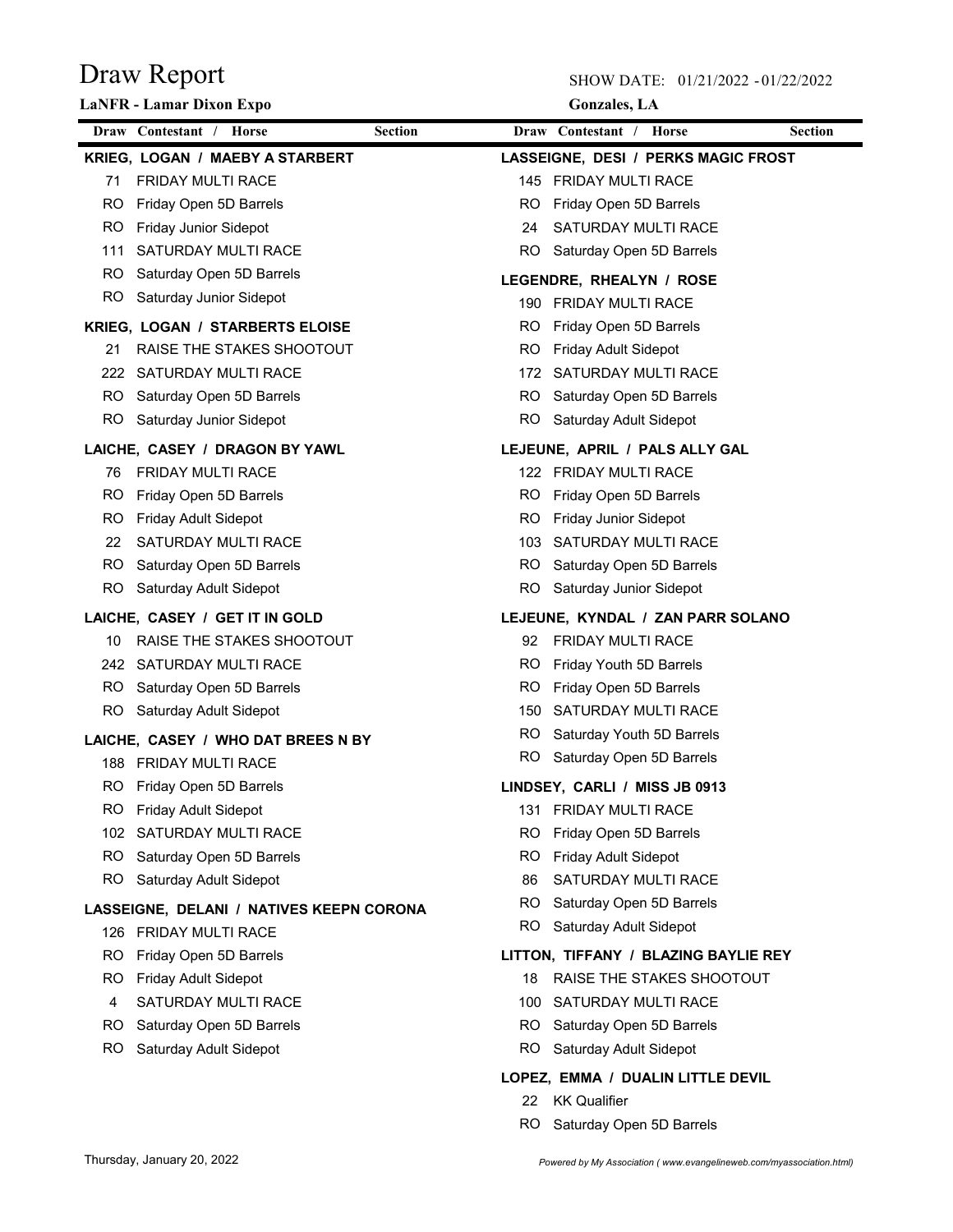# Draw Report

**LaNFR - Lamar Dixon Expo**

SHOW DATE: 01/21/2022 - 01/22/2022

**Gonzales, LA**

| Draw | Contestant / Horse | Section |
|---|---|---|

**KRIEG, LOGAN / MAEBY A STARBERT**

| Draw | Section |
|---|---|
| 71 | FRIDAY MULTI RACE |
| RO | Friday Open 5D Barrels |
| RO | Friday Junior Sidepot |
| 111 | SATURDAY MULTI RACE |
| RO | Saturday Open 5D Barrels |
| RO | Saturday Junior Sidepot |

**KRIEG, LOGAN / STARBERTS ELOISE**

| Draw | Section |
|---|---|
| 21 | RAISE THE STAKES SHOOTOUT |
| 222 | SATURDAY MULTI RACE |
| RO | Saturday Open 5D Barrels |
| RO | Saturday Junior Sidepot |

**LAICHE, CASEY / DRAGON BY YAWL**

| Draw | Section |
|---|---|
| 76 | FRIDAY MULTI RACE |
| RO | Friday Open 5D Barrels |
| RO | Friday Adult Sidepot |
| 22 | SATURDAY MULTI RACE |
| RO | Saturday Open 5D Barrels |
| RO | Saturday Adult Sidepot |

**LAICHE, CASEY / GET IT IN GOLD**

| Draw | Section |
|---|---|
| 10 | RAISE THE STAKES SHOOTOUT |
| 242 | SATURDAY MULTI RACE |
| RO | Saturday Open 5D Barrels |
| RO | Saturday Adult Sidepot |

**LAICHE, CASEY / WHO DAT BREES N BY**

| Draw | Section |
|---|---|
| 188 | FRIDAY MULTI RACE |
| RO | Friday Open 5D Barrels |
| RO | Friday Adult Sidepot |
| 102 | SATURDAY MULTI RACE |
| RO | Saturday Open 5D Barrels |
| RO | Saturday Adult Sidepot |

**LASSEIGNE, DELANI / NATIVES KEEPN CORONA**

| Draw | Section |
|---|---|
| 126 | FRIDAY MULTI RACE |
| RO | Friday Open 5D Barrels |
| RO | Friday Adult Sidepot |
| 4 | SATURDAY MULTI RACE |
| RO | Saturday Open 5D Barrels |
| RO | Saturday Adult Sidepot |

**LASSEIGNE, DESI / PERKS MAGIC FROST**

| Draw | Section |
|---|---|
| 145 | FRIDAY MULTI RACE |
| RO | Friday Open 5D Barrels |
| 24 | SATURDAY MULTI RACE |
| RO | Saturday Open 5D Barrels |

**LEGENDRE, RHEALYN / ROSE**

| Draw | Section |
|---|---|
| 190 | FRIDAY MULTI RACE |
| RO | Friday Open 5D Barrels |
| RO | Friday Adult Sidepot |
| 172 | SATURDAY MULTI RACE |
| RO | Saturday Open 5D Barrels |
| RO | Saturday Adult Sidepot |

**LEJEUNE, APRIL / PALS ALLY GAL**

| Draw | Section |
|---|---|
| 122 | FRIDAY MULTI RACE |
| RO | Friday Open 5D Barrels |
| RO | Friday Junior Sidepot |
| 103 | SATURDAY MULTI RACE |
| RO | Saturday Open 5D Barrels |
| RO | Saturday Junior Sidepot |

**LEJEUNE, KYNDAL / ZAN PARR SOLANO**

| Draw | Section |
|---|---|
| 92 | FRIDAY MULTI RACE |
| RO | Friday Youth 5D Barrels |
| RO | Friday Open 5D Barrels |
| 150 | SATURDAY MULTI RACE |
| RO | Saturday Youth 5D Barrels |
| RO | Saturday Open 5D Barrels |

**LINDSEY, CARLI / MISS JB 0913**

| Draw | Section |
|---|---|
| 131 | FRIDAY MULTI RACE |
| RO | Friday Open 5D Barrels |
| RO | Friday Adult Sidepot |
| 86 | SATURDAY MULTI RACE |
| RO | Saturday Open 5D Barrels |
| RO | Saturday Adult Sidepot |

**LITTON, TIFFANY / BLAZING BAYLIE REY**

| Draw | Section |
|---|---|
| 18 | RAISE THE STAKES SHOOTOUT |
| 100 | SATURDAY MULTI RACE |
| RO | Saturday Open 5D Barrels |
| RO | Saturday Adult Sidepot |

**LOPEZ, EMMA / DUALIN LITTLE DEVIL**

| Draw | Section |
|---|---|
| 22 | KK Qualifier |
| RO | Saturday Open 5D Barrels |

Thursday, January 20, 2022

*Powered by My Association ( www.evangelineweb.com/myassociation.html)*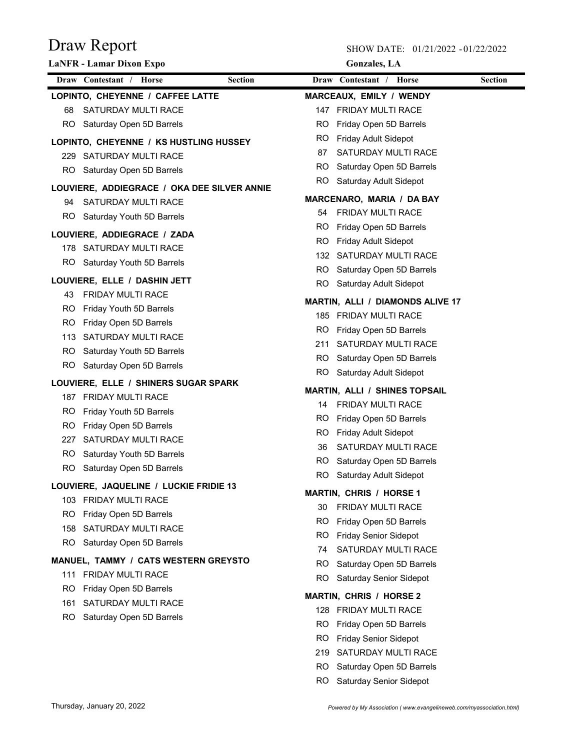# Draw Report

**LaNFR - Lamar Dixon Expo**

SHOW DATE: 01/21/2022 - 01/22/2022

**Gonzales, LA**

| Draw | Contestant / Horse | Section |
|---|---|---|

**LOPINTO, CHEYENNE / CAFFEE LATTE**

| Draw | Section |
|---|---|
| 68 | SATURDAY MULTI RACE |
| RO | Saturday Open 5D Barrels |

**LOPINTO, CHEYENNE / KS HUSTLING HUSSEY**

| Draw | Section |
|---|---|
| 229 | SATURDAY MULTI RACE |
| RO | Saturday Open 5D Barrels |

**LOUVIERE, ADDIEGRACE / OKA DEE SILVER ANNIE**

| Draw | Section |
|---|---|
| 94 | SATURDAY MULTI RACE |
| RO | Saturday Youth 5D Barrels |

**LOUVIERE, ADDIEGRACE / ZADA**

| Draw | Section |
|---|---|
| 178 | SATURDAY MULTI RACE |
| RO | Saturday Youth 5D Barrels |

**LOUVIERE, ELLE / DASHIN JETT**

| Draw | Section |
|---|---|
| 43 | FRIDAY MULTI RACE |
| RO | Friday Youth 5D Barrels |
| RO | Friday Open 5D Barrels |
| 113 | SATURDAY MULTI RACE |
| RO | Saturday Youth 5D Barrels |
| RO | Saturday Open 5D Barrels |

**LOUVIERE, ELLE / SHINERS SUGAR SPARK**

| Draw | Section |
|---|---|
| 187 | FRIDAY MULTI RACE |
| RO | Friday Youth 5D Barrels |
| RO | Friday Open 5D Barrels |
| 227 | SATURDAY MULTI RACE |
| RO | Saturday Youth 5D Barrels |
| RO | Saturday Open 5D Barrels |

**LOUVIERE, JAQUELINE / LUCKIE FRIDIE 13**

| Draw | Section |
|---|---|
| 103 | FRIDAY MULTI RACE |
| RO | Friday Open 5D Barrels |
| 158 | SATURDAY MULTI RACE |
| RO | Saturday Open 5D Barrels |

**MANUEL, TAMMY / CATS WESTERN GREYSTO**

| Draw | Section |
|---|---|
| 111 | FRIDAY MULTI RACE |
| RO | Friday Open 5D Barrels |
| 161 | SATURDAY MULTI RACE |
| RO | Saturday Open 5D Barrels |

**MARCEAUX, EMILY / WENDY**

| Draw | Section |
|---|---|
| 147 | FRIDAY MULTI RACE |
| RO | Friday Open 5D Barrels |
| RO | Friday Adult Sidepot |
| 87 | SATURDAY MULTI RACE |
| RO | Saturday Open 5D Barrels |
| RO | Saturday Adult Sidepot |

**MARCENARO, MARIA / DA BAY**

| Draw | Section |
|---|---|
| 54 | FRIDAY MULTI RACE |
| RO | Friday Open 5D Barrels |
| RO | Friday Adult Sidepot |
| 132 | SATURDAY MULTI RACE |
| RO | Saturday Open 5D Barrels |
| RO | Saturday Adult Sidepot |

**MARTIN, ALLI / DIAMONDS ALIVE 17**

| Draw | Section |
|---|---|
| 185 | FRIDAY MULTI RACE |
| RO | Friday Open 5D Barrels |
| 211 | SATURDAY MULTI RACE |
| RO | Saturday Open 5D Barrels |
| RO | Saturday Adult Sidepot |

**MARTIN, ALLI / SHINES TOPSAIL**

| Draw | Section |
|---|---|
| 14 | FRIDAY MULTI RACE |
| RO | Friday Open 5D Barrels |
| RO | Friday Adult Sidepot |
| 36 | SATURDAY MULTI RACE |
| RO | Saturday Open 5D Barrels |
| RO | Saturday Adult Sidepot |

**MARTIN, CHRIS / HORSE 1**

| Draw | Section |
|---|---|
| 30 | FRIDAY MULTI RACE |
| RO | Friday Open 5D Barrels |
| RO | Friday Senior Sidepot |
| 74 | SATURDAY MULTI RACE |
| RO | Saturday Open 5D Barrels |
| RO | Saturday Senior Sidepot |

**MARTIN, CHRIS / HORSE 2**

| Draw | Section |
|---|---|
| 128 | FRIDAY MULTI RACE |
| RO | Friday Open 5D Barrels |
| RO | Friday Senior Sidepot |
| 219 | SATURDAY MULTI RACE |
| RO | Saturday Open 5D Barrels |
| RO | Saturday Senior Sidepot |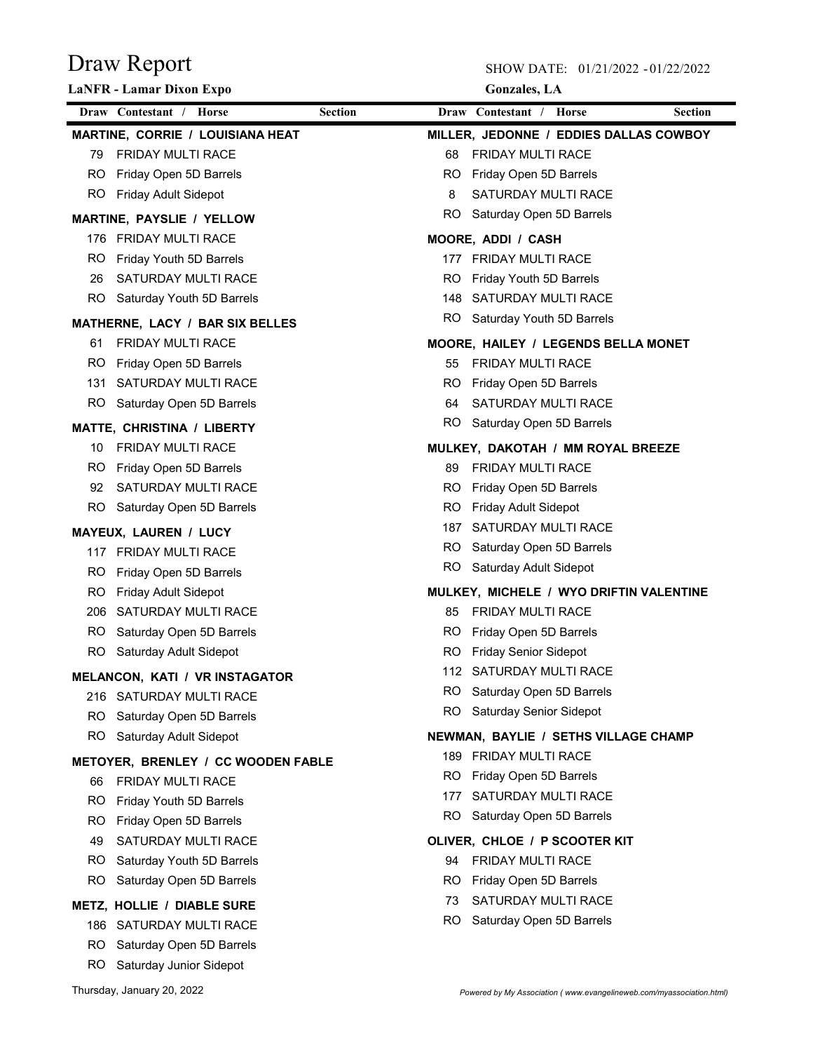# Draw Report

**LaNFR - Lamar Dixon Expo**

SHOW DATE: 01/21/2022 - 01/22/2022

**Gonzales, LA**

| Draw | Contestant / Horse | Section |
|---|---|---|
| | **MARTINE, CORRIE / LOUISIANA HEAT** | |
| 79 | FRIDAY MULTI RACE | |
| RO | Friday Open 5D Barrels | |
| RO | Friday Adult Sidepot | |
| | **MARTINE, PAYSLIE / YELLOW** | |
| 176 | FRIDAY MULTI RACE | |
| RO | Friday Youth 5D Barrels | |
| 26 | SATURDAY MULTI RACE | |
| RO | Saturday Youth 5D Barrels | |
| | **MATHERNE, LACY / BAR SIX BELLES** | |
| 61 | FRIDAY MULTI RACE | |
| RO | Friday Open 5D Barrels | |
| 131 | SATURDAY MULTI RACE | |
| RO | Saturday Open 5D Barrels | |
| | **MATTE, CHRISTINA / LIBERTY** | |
| 10 | FRIDAY MULTI RACE | |
| RO | Friday Open 5D Barrels | |
| 92 | SATURDAY MULTI RACE | |
| RO | Saturday Open 5D Barrels | |
| | **MAYEUX, LAUREN / LUCY** | |
| 117 | FRIDAY MULTI RACE | |
| RO | Friday Open 5D Barrels | |
| RO | Friday Adult Sidepot | |
| 206 | SATURDAY MULTI RACE | |
| RO | Saturday Open 5D Barrels | |
| RO | Saturday Adult Sidepot | |
| | **MELANCON, KATI / VR INSTAGATOR** | |
| 216 | SATURDAY MULTI RACE | |
| RO | Saturday Open 5D Barrels | |
| RO | Saturday Adult Sidepot | |
| | **METOYER, BRENLEY / CC WOODEN FABLE** | |
| 66 | FRIDAY MULTI RACE | |
| RO | Friday Youth 5D Barrels | |
| RO | Friday Open 5D Barrels | |
| 49 | SATURDAY MULTI RACE | |
| RO | Saturday Youth 5D Barrels | |
| RO | Saturday Open 5D Barrels | |
| | **METZ, HOLLIE / DIABLE SURE** | |
| 186 | SATURDAY MULTI RACE | |
| RO | Saturday Open 5D Barrels | |
| RO | Saturday Junior Sidepot | |
| | **MILLER, JEDONNE / EDDIES DALLAS COWBOY** | |
| 68 | FRIDAY MULTI RACE | |
| RO | Friday Open 5D Barrels | |
| 8 | SATURDAY MULTI RACE | |
| RO | Saturday Open 5D Barrels | |
| | **MOORE, ADDI / CASH** | |
| 177 | FRIDAY MULTI RACE | |
| RO | Friday Youth 5D Barrels | |
| 148 | SATURDAY MULTI RACE | |
| RO | Saturday Youth 5D Barrels | |
| | **MOORE, HAILEY / LEGENDS BELLA MONET** | |
| 55 | FRIDAY MULTI RACE | |
| RO | Friday Open 5D Barrels | |
| 64 | SATURDAY MULTI RACE | |
| RO | Saturday Open 5D Barrels | |
| | **MULKEY, DAKOTAH / MM ROYAL BREEZE** | |
| 89 | FRIDAY MULTI RACE | |
| RO | Friday Open 5D Barrels | |
| RO | Friday Adult Sidepot | |
| 187 | SATURDAY MULTI RACE | |
| RO | Saturday Open 5D Barrels | |
| RO | Saturday Adult Sidepot | |
| | **MULKEY, MICHELE / WYO DRIFTIN VALENTINE** | |
| 85 | FRIDAY MULTI RACE | |
| RO | Friday Open 5D Barrels | |
| RO | Friday Senior Sidepot | |
| 112 | SATURDAY MULTI RACE | |
| RO | Saturday Open 5D Barrels | |
| RO | Saturday Senior Sidepot | |
| | **NEWMAN, BAYLIE / SETHS VILLAGE CHAMP** | |
| 189 | FRIDAY MULTI RACE | |
| RO | Friday Open 5D Barrels | |
| 177 | SATURDAY MULTI RACE | |
| RO | Saturday Open 5D Barrels | |
| | **OLIVER, CHLOE / P SCOOTER KIT** | |
| 94 | FRIDAY MULTI RACE | |
| RO | Friday Open 5D Barrels | |
| 73 | SATURDAY MULTI RACE | |
| RO | Saturday Open 5D Barrels | |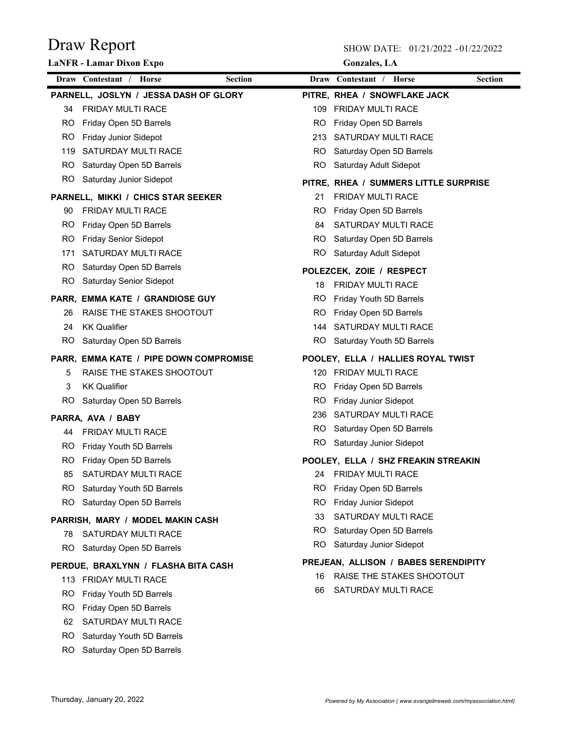# Draw Report

**LaNFR - Lamar Dixon Expo**

SHOW DATE: 01/21/2022 - 01/22/2022

**Gonzales, LA**

| Draw | Contestant / Horse | Section |
|---|---|---|

**PARNELL, JOSLYN / JESSA DASH OF GLORY**

| Draw | Section |
|---|---|
| 34 | FRIDAY MULTI RACE |
| RO | Friday Open 5D Barrels |
| RO | Friday Junior Sidepot |
| 119 | SATURDAY MULTI RACE |
| RO | Saturday Open 5D Barrels |
| RO | Saturday Junior Sidepot |

**PARNELL, MIKKI / CHICS STAR SEEKER**

| Draw | Section |
|---|---|
| 90 | FRIDAY MULTI RACE |
| RO | Friday Open 5D Barrels |
| RO | Friday Senior Sidepot |
| 171 | SATURDAY MULTI RACE |
| RO | Saturday Open 5D Barrels |
| RO | Saturday Senior Sidepot |

**PARR, EMMA KATE / GRANDIOSE GUY**

| Draw | Section |
|---|---|
| 26 | RAISE THE STAKES SHOOTOUT |
| 24 | KK Qualifier |
| RO | Saturday Open 5D Barrels |

**PARR, EMMA KATE / PIPE DOWN COMPROMISE**

| Draw | Section |
|---|---|
| 5 | RAISE THE STAKES SHOOTOUT |
| 3 | KK Qualifier |
| RO | Saturday Open 5D Barrels |

**PARRA, AVA / BABY**

| Draw | Section |
|---|---|
| 44 | FRIDAY MULTI RACE |
| RO | Friday Youth 5D Barrels |
| RO | Friday Open 5D Barrels |
| 85 | SATURDAY MULTI RACE |
| RO | Saturday Youth 5D Barrels |
| RO | Saturday Open 5D Barrels |

**PARRISH, MARY / MODEL MAKIN CASH**

| Draw | Section |
|---|---|
| 78 | SATURDAY MULTI RACE |
| RO | Saturday Open 5D Barrels |

**PERDUE, BRAXLYNN / FLASHA BITA CASH**

| Draw | Section |
|---|---|
| 113 | FRIDAY MULTI RACE |
| RO | Friday Youth 5D Barrels |
| RO | Friday Open 5D Barrels |
| 62 | SATURDAY MULTI RACE |
| RO | Saturday Youth 5D Barrels |
| RO | Saturday Open 5D Barrels |

**PITRE, RHEA / SNOWFLAKE JACK**

| Draw | Section |
|---|---|
| 109 | FRIDAY MULTI RACE |
| RO | Friday Open 5D Barrels |
| 213 | SATURDAY MULTI RACE |
| RO | Saturday Open 5D Barrels |
| RO | Saturday Adult Sidepot |

**PITRE, RHEA / SUMMERS LITTLE SURPRISE**

| Draw | Section |
|---|---|
| 21 | FRIDAY MULTI RACE |
| RO | Friday Open 5D Barrels |
| 84 | SATURDAY MULTI RACE |
| RO | Saturday Open 5D Barrels |
| RO | Saturday Adult Sidepot |

**POLEZCEK, ZOIE / RESPECT**

| Draw | Section |
|---|---|
| 18 | FRIDAY MULTI RACE |
| RO | Friday Youth 5D Barrels |
| RO | Friday Open 5D Barrels |
| 144 | SATURDAY MULTI RACE |
| RO | Saturday Youth 5D Barrels |

**POOLEY, ELLA / HALLIES ROYAL TWIST**

| Draw | Section |
|---|---|
| 120 | FRIDAY MULTI RACE |
| RO | Friday Open 5D Barrels |
| RO | Friday Junior Sidepot |
| 236 | SATURDAY MULTI RACE |
| RO | Saturday Open 5D Barrels |
| RO | Saturday Junior Sidepot |

**POOLEY, ELLA / SHZ FREAKIN STREAKIN**

| Draw | Section |
|---|---|
| 24 | FRIDAY MULTI RACE |
| RO | Friday Open 5D Barrels |
| RO | Friday Junior Sidepot |
| 33 | SATURDAY MULTI RACE |
| RO | Saturday Open 5D Barrels |
| RO | Saturday Junior Sidepot |

**PREJEAN, ALLISON / BABES SERENDIPITY**

| Draw | Section |
|---|---|
| 16 | RAISE THE STAKES SHOOTOUT |
| 66 | SATURDAY MULTI RACE |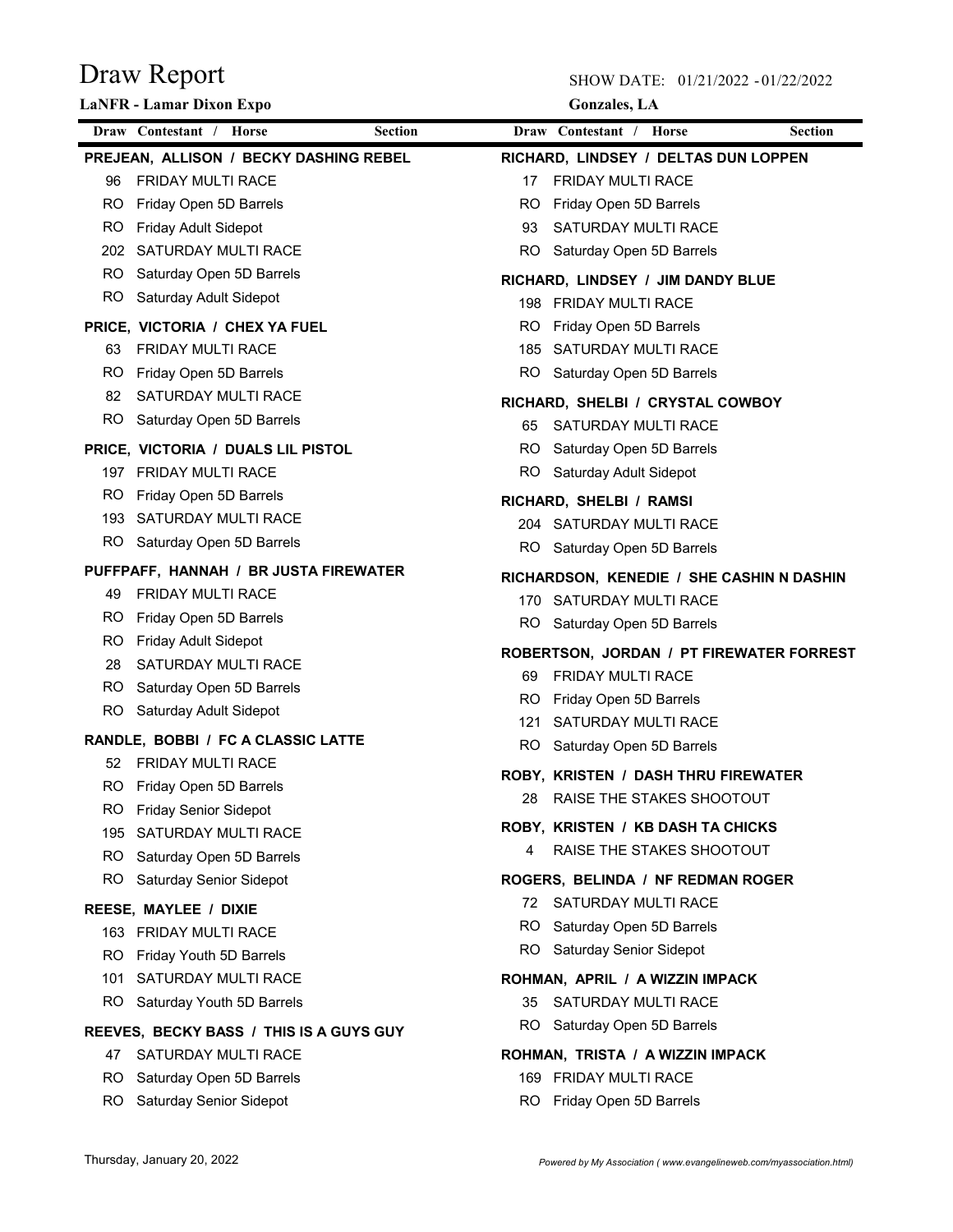# Draw Report

**LaNFR - Lamar Dixon Expo**

SHOW DATE: 01/21/2022 - 01/22/2022

**Gonzales, LA**

| Draw | Contestant / Horse | Section |
|---|---|---|

**PREJEAN, ALLISON / BECKY DASHING REBEL**

| Draw | Section |
|---|---|
| 96 | FRIDAY MULTI RACE |
| RO | Friday Open 5D Barrels |
| RO | Friday Adult Sidepot |
| 202 | SATURDAY MULTI RACE |
| RO | Saturday Open 5D Barrels |
| RO | Saturday Adult Sidepot |

**PRICE, VICTORIA / CHEX YA FUEL**

| Draw | Section |
|---|---|
| 63 | FRIDAY MULTI RACE |
| RO | Friday Open 5D Barrels |
| 82 | SATURDAY MULTI RACE |
| RO | Saturday Open 5D Barrels |

**PRICE, VICTORIA / DUALS LIL PISTOL**

| Draw | Section |
|---|---|
| 197 | FRIDAY MULTI RACE |
| RO | Friday Open 5D Barrels |
| 193 | SATURDAY MULTI RACE |
| RO | Saturday Open 5D Barrels |

**PUFFPAFF, HANNAH / BR JUSTA FIREWATER**

| Draw | Section |
|---|---|
| 49 | FRIDAY MULTI RACE |
| RO | Friday Open 5D Barrels |
| RO | Friday Adult Sidepot |
| 28 | SATURDAY MULTI RACE |
| RO | Saturday Open 5D Barrels |
| RO | Saturday Adult Sidepot |

**RANDLE, BOBBI / FC A CLASSIC LATTE**

| Draw | Section |
|---|---|
| 52 | FRIDAY MULTI RACE |
| RO | Friday Open 5D Barrels |
| RO | Friday Senior Sidepot |
| 195 | SATURDAY MULTI RACE |
| RO | Saturday Open 5D Barrels |
| RO | Saturday Senior Sidepot |

**REESE, MAYLEE / DIXIE**

| Draw | Section |
|---|---|
| 163 | FRIDAY MULTI RACE |
| RO | Friday Youth 5D Barrels |
| 101 | SATURDAY MULTI RACE |
| RO | Saturday Youth 5D Barrels |

**REEVES, BECKY BASS / THIS IS A GUYS GUY**

| Draw | Section |
|---|---|
| 47 | SATURDAY MULTI RACE |
| RO | Saturday Open 5D Barrels |
| RO | Saturday Senior Sidepot |

**RICHARD, LINDSEY / DELTAS DUN LOPPEN**

| Draw | Section |
|---|---|
| 17 | FRIDAY MULTI RACE |
| RO | Friday Open 5D Barrels |
| 93 | SATURDAY MULTI RACE |
| RO | Saturday Open 5D Barrels |

**RICHARD, LINDSEY / JIM DANDY BLUE**

| Draw | Section |
|---|---|
| 198 | FRIDAY MULTI RACE |
| RO | Friday Open 5D Barrels |
| 185 | SATURDAY MULTI RACE |
| RO | Saturday Open 5D Barrels |

**RICHARD, SHELBI / CRYSTAL COWBOY**

| Draw | Section |
|---|---|
| 65 | SATURDAY MULTI RACE |
| RO | Saturday Open 5D Barrels |
| RO | Saturday Adult Sidepot |

**RICHARD, SHELBI / RAMSI**

| Draw | Section |
|---|---|
| 204 | SATURDAY MULTI RACE |
| RO | Saturday Open 5D Barrels |

**RICHARDSON, KENEDIE / SHE CASHIN N DASHIN**

| Draw | Section |
|---|---|
| 170 | SATURDAY MULTI RACE |
| RO | Saturday Open 5D Barrels |

**ROBERTSON, JORDAN / PT FIREWATER FORREST**

| Draw | Section |
|---|---|
| 69 | FRIDAY MULTI RACE |
| RO | Friday Open 5D Barrels |
| 121 | SATURDAY MULTI RACE |
| RO | Saturday Open 5D Barrels |

**ROBY, KRISTEN / DASH THRU FIREWATER**

| Draw | Section |
|---|---|
| 28 | RAISE THE STAKES SHOOTOUT |

**ROBY, KRISTEN / KB DASH TA CHICKS**

| Draw | Section |
|---|---|
| 4 | RAISE THE STAKES SHOOTOUT |

**ROGERS, BELINDA / NF REDMAN ROGER**

| Draw | Section |
|---|---|
| 72 | SATURDAY MULTI RACE |
| RO | Saturday Open 5D Barrels |
| RO | Saturday Senior Sidepot |

**ROHMAN, APRIL / A WIZZIN IMPACK**

| Draw | Section |
|---|---|
| 35 | SATURDAY MULTI RACE |
| RO | Saturday Open 5D Barrels |

**ROHMAN, TRISTA / A WIZZIN IMPACK**

| Draw | Section |
|---|---|
| 169 | FRIDAY MULTI RACE |
| RO | Friday Open 5D Barrels |

Thursday, January 20, 2022

*Powered by My Association ( www.evangelineweb.com/myassociation.html)*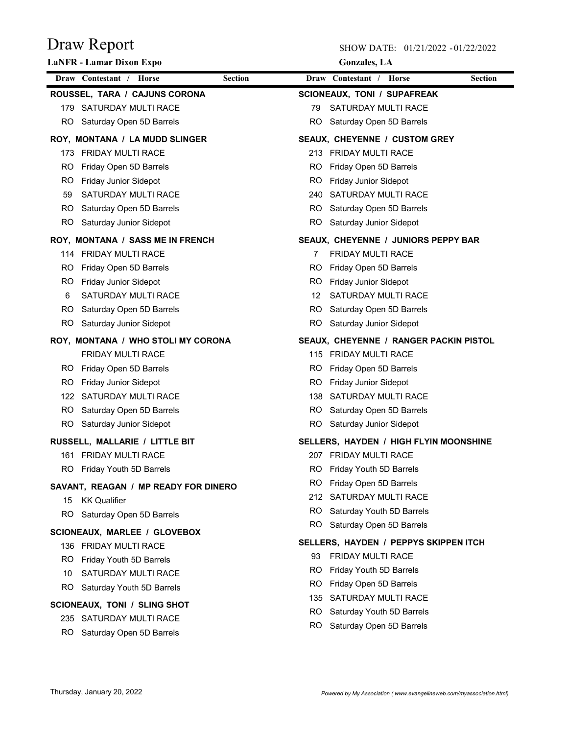# Draw Report

**LaNFR - Lamar Dixon Expo**

SHOW DATE: 01/21/2022 - 01/22/2022

**Gonzales, LA**

| Draw | Contestant / Horse | Section |
|---|---|---|

**ROUSSEL, TARA / CAJUNS CORONA**

| Draw | Section |
|---|---|
| 179 | SATURDAY MULTI RACE |
| RO | Saturday Open 5D Barrels |

**ROY, MONTANA / LA MUDD SLINGER**

| Draw | Section |
|---|---|
| 173 | FRIDAY MULTI RACE |
| RO | Friday Open 5D Barrels |
| RO | Friday Junior Sidepot |
| 59 | SATURDAY MULTI RACE |
| RO | Saturday Open 5D Barrels |
| RO | Saturday Junior Sidepot |

**ROY, MONTANA / SASS ME IN FRENCH**

| Draw | Section |
|---|---|
| 114 | FRIDAY MULTI RACE |
| RO | Friday Open 5D Barrels |
| RO | Friday Junior Sidepot |
| 6 | SATURDAY MULTI RACE |
| RO | Saturday Open 5D Barrels |
| RO | Saturday Junior Sidepot |

**ROY, MONTANA / WHO STOLI MY CORONA**

| Draw | Section |
|---|---|
| | FRIDAY MULTI RACE |
| RO | Friday Open 5D Barrels |
| RO | Friday Junior Sidepot |
| 122 | SATURDAY MULTI RACE |
| RO | Saturday Open 5D Barrels |
| RO | Saturday Junior Sidepot |

**RUSSELL, MALLARIE / LITTLE BIT**

| Draw | Section |
|---|---|
| 161 | FRIDAY MULTI RACE |
| RO | Friday Youth 5D Barrels |

**SAVANT, REAGAN / MP READY FOR DINERO**

| Draw | Section |
|---|---|
| 15 | KK Qualifier |
| RO | Saturday Open 5D Barrels |

**SCIONEAUX, MARLEE / GLOVEBOX**

| Draw | Section |
|---|---|
| 136 | FRIDAY MULTI RACE |
| RO | Friday Youth 5D Barrels |
| 10 | SATURDAY MULTI RACE |
| RO | Saturday Youth 5D Barrels |

**SCIONEAUX, TONI / SLING SHOT**

| Draw | Section |
|---|---|
| 235 | SATURDAY MULTI RACE |
| RO | Saturday Open 5D Barrels |

**SCIONEAUX, TONI / SUPAFREAK**

| Draw | Section |
|---|---|
| 79 | SATURDAY MULTI RACE |
| RO | Saturday Open 5D Barrels |

**SEAUX, CHEYENNE / CUSTOM GREY**

| Draw | Section |
|---|---|
| 213 | FRIDAY MULTI RACE |
| RO | Friday Open 5D Barrels |
| RO | Friday Junior Sidepot |
| 240 | SATURDAY MULTI RACE |
| RO | Saturday Open 5D Barrels |
| RO | Saturday Junior Sidepot |

**SEAUX, CHEYENNE / JUNIORS PEPPY BAR**

| Draw | Section |
|---|---|
| 7 | FRIDAY MULTI RACE |
| RO | Friday Open 5D Barrels |
| RO | Friday Junior Sidepot |
| 12 | SATURDAY MULTI RACE |
| RO | Saturday Open 5D Barrels |
| RO | Saturday Junior Sidepot |

**SEAUX, CHEYENNE / RANGER PACKIN PISTOL**

| Draw | Section |
|---|---|
| 115 | FRIDAY MULTI RACE |
| RO | Friday Open 5D Barrels |
| RO | Friday Junior Sidepot |
| 138 | SATURDAY MULTI RACE |
| RO | Saturday Open 5D Barrels |
| RO | Saturday Junior Sidepot |

**SELLERS, HAYDEN / HIGH FLYIN MOONSHINE**

| Draw | Section |
|---|---|
| 207 | FRIDAY MULTI RACE |
| RO | Friday Youth 5D Barrels |
| RO | Friday Open 5D Barrels |
| 212 | SATURDAY MULTI RACE |
| RO | Saturday Youth 5D Barrels |
| RO | Saturday Open 5D Barrels |

**SELLERS, HAYDEN / PEPPYS SKIPPEN ITCH**

| Draw | Section |
|---|---|
| 93 | FRIDAY MULTI RACE |
| RO | Friday Youth 5D Barrels |
| RO | Friday Open 5D Barrels |
| 135 | SATURDAY MULTI RACE |
| RO | Saturday Youth 5D Barrels |
| RO | Saturday Open 5D Barrels |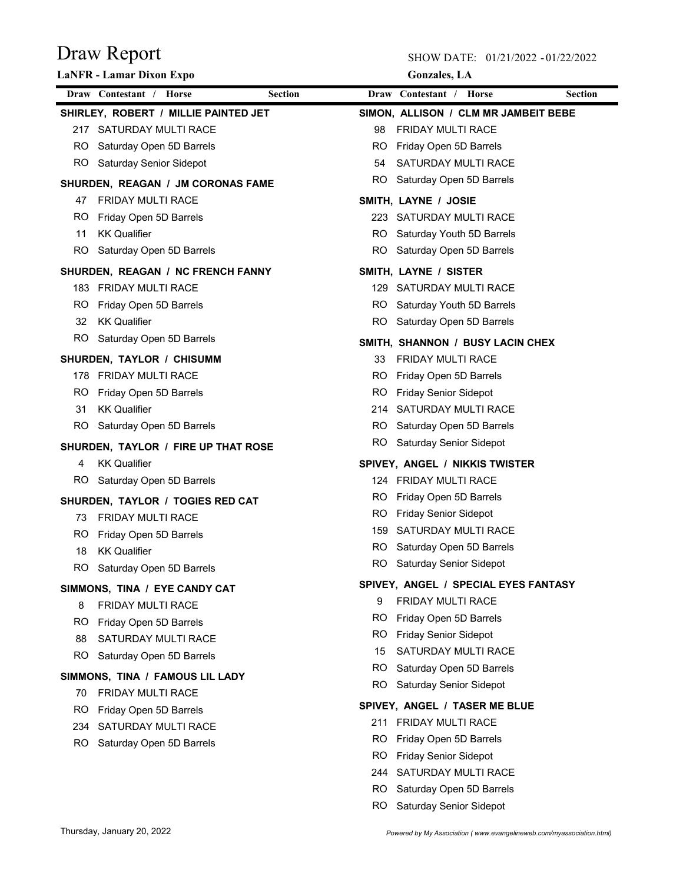# Draw Report

**LaNFR - Lamar Dixon Expo**

SHOW DATE: 01/21/2022 - 01/22/2022

**Gonzales, LA**

| Draw | Contestant / Horse | Section |
|---|---|---|

**SHIRLEY, ROBERT / MILLIE PAINTED JET**

| Draw | Section |
|---|---|
| 217 | SATURDAY MULTI RACE |
| RO | Saturday Open 5D Barrels |
| RO | Saturday Senior Sidepot |

**SHURDEN, REAGAN / JM CORONAS FAME**

| Draw | Section |
|---|---|
| 47 | FRIDAY MULTI RACE |
| RO | Friday Open 5D Barrels |
| 11 | KK Qualifier |
| RO | Saturday Open 5D Barrels |

**SHURDEN, REAGAN / NC FRENCH FANNY**

| Draw | Section |
|---|---|
| 183 | FRIDAY MULTI RACE |
| RO | Friday Open 5D Barrels |
| 32 | KK Qualifier |
| RO | Saturday Open 5D Barrels |

**SHURDEN, TAYLOR / CHISUMM**

| Draw | Section |
|---|---|
| 178 | FRIDAY MULTI RACE |
| RO | Friday Open 5D Barrels |
| 31 | KK Qualifier |
| RO | Saturday Open 5D Barrels |

**SHURDEN, TAYLOR / FIRE UP THAT ROSE**

| Draw | Section |
|---|---|
| 4 | KK Qualifier |
| RO | Saturday Open 5D Barrels |

**SHURDEN, TAYLOR / TOGIES RED CAT**

| Draw | Section |
|---|---|
| 73 | FRIDAY MULTI RACE |
| RO | Friday Open 5D Barrels |
| 18 | KK Qualifier |
| RO | Saturday Open 5D Barrels |

**SIMMONS, TINA / EYE CANDY CAT**

| Draw | Section |
|---|---|
| 8 | FRIDAY MULTI RACE |
| RO | Friday Open 5D Barrels |
| 88 | SATURDAY MULTI RACE |
| RO | Saturday Open 5D Barrels |

**SIMMONS, TINA / FAMOUS LIL LADY**

| Draw | Section |
|---|---|
| 70 | FRIDAY MULTI RACE |
| RO | Friday Open 5D Barrels |
| 234 | SATURDAY MULTI RACE |
| RO | Saturday Open 5D Barrels |

**SIMON, ALLISON / CLM MR JAMBEIT BEBE**

| Draw | Section |
|---|---|
| 98 | FRIDAY MULTI RACE |
| RO | Friday Open 5D Barrels |
| 54 | SATURDAY MULTI RACE |
| RO | Saturday Open 5D Barrels |

**SMITH, LAYNE / JOSIE**

| Draw | Section |
|---|---|
| 223 | SATURDAY MULTI RACE |
| RO | Saturday Youth 5D Barrels |
| RO | Saturday Open 5D Barrels |

**SMITH, LAYNE / SISTER**

| Draw | Section |
|---|---|
| 129 | SATURDAY MULTI RACE |
| RO | Saturday Youth 5D Barrels |
| RO | Saturday Open 5D Barrels |

**SMITH, SHANNON / BUSY LACIN CHEX**

| Draw | Section |
|---|---|
| 33 | FRIDAY MULTI RACE |
| RO | Friday Open 5D Barrels |
| RO | Friday Senior Sidepot |
| 214 | SATURDAY MULTI RACE |
| RO | Saturday Open 5D Barrels |
| RO | Saturday Senior Sidepot |

**SPIVEY, ANGEL / NIKKIS TWISTER**

| Draw | Section |
|---|---|
| 124 | FRIDAY MULTI RACE |
| RO | Friday Open 5D Barrels |
| RO | Friday Senior Sidepot |
| 159 | SATURDAY MULTI RACE |
| RO | Saturday Open 5D Barrels |
| RO | Saturday Senior Sidepot |

**SPIVEY, ANGEL / SPECIAL EYES FANTASY**

| Draw | Section |
|---|---|
| 9 | FRIDAY MULTI RACE |
| RO | Friday Open 5D Barrels |
| RO | Friday Senior Sidepot |
| 15 | SATURDAY MULTI RACE |
| RO | Saturday Open 5D Barrels |
| RO | Saturday Senior Sidepot |

**SPIVEY, ANGEL / TASER ME BLUE**

| Draw | Section |
|---|---|
| 211 | FRIDAY MULTI RACE |
| RO | Friday Open 5D Barrels |
| RO | Friday Senior Sidepot |
| 244 | SATURDAY MULTI RACE |
| RO | Saturday Open 5D Barrels |
| RO | Saturday Senior Sidepot |

Thursday, January 20, 2022

*Powered by My Association ( www.evangelineweb.com/myassociation.html)*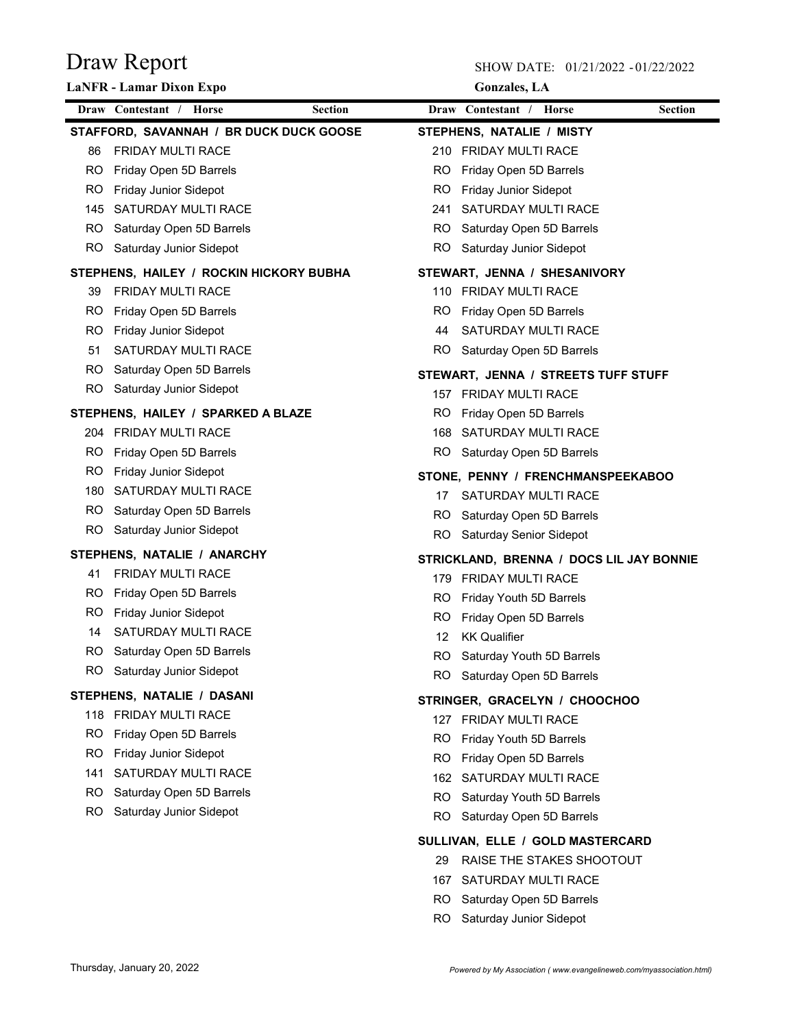# Draw Report

**LaNFR - Lamar Dixon Expo**

SHOW DATE: 01/21/2022 - 01/22/2022

**Gonzales, LA**

| Draw | Contestant / Horse | Section |
|---|---|---|

**STAFFORD, SAVANNAH / BR DUCK DUCK GOOSE**

| Draw | Section |
|---|---|
| 86 | FRIDAY MULTI RACE |
| RO | Friday Open 5D Barrels |
| RO | Friday Junior Sidepot |
| 145 | SATURDAY MULTI RACE |
| RO | Saturday Open 5D Barrels |
| RO | Saturday Junior Sidepot |

**STEPHENS, HAILEY / ROCKIN HICKORY BUBHA**

| Draw | Section |
|---|---|
| 39 | FRIDAY MULTI RACE |
| RO | Friday Open 5D Barrels |
| RO | Friday Junior Sidepot |
| 51 | SATURDAY MULTI RACE |
| RO | Saturday Open 5D Barrels |
| RO | Saturday Junior Sidepot |

**STEPHENS, HAILEY / SPARKED A BLAZE**

| Draw | Section |
|---|---|
| 204 | FRIDAY MULTI RACE |
| RO | Friday Open 5D Barrels |
| RO | Friday Junior Sidepot |
| 180 | SATURDAY MULTI RACE |
| RO | Saturday Open 5D Barrels |
| RO | Saturday Junior Sidepot |

**STEPHENS, NATALIE / ANARCHY**

| Draw | Section |
|---|---|
| 41 | FRIDAY MULTI RACE |
| RO | Friday Open 5D Barrels |
| RO | Friday Junior Sidepot |
| 14 | SATURDAY MULTI RACE |
| RO | Saturday Open 5D Barrels |
| RO | Saturday Junior Sidepot |

**STEPHENS, NATALIE / DASANI**

| Draw | Section |
|---|---|
| 118 | FRIDAY MULTI RACE |
| RO | Friday Open 5D Barrels |
| RO | Friday Junior Sidepot |
| 141 | SATURDAY MULTI RACE |
| RO | Saturday Open 5D Barrels |
| RO | Saturday Junior Sidepot |

**STEPHENS, NATALIE / MISTY**

| Draw | Section |
|---|---|
| 210 | FRIDAY MULTI RACE |
| RO | Friday Open 5D Barrels |
| RO | Friday Junior Sidepot |
| 241 | SATURDAY MULTI RACE |
| RO | Saturday Open 5D Barrels |
| RO | Saturday Junior Sidepot |

**STEWART, JENNA / SHESANIVORY**

| Draw | Section |
|---|---|
| 110 | FRIDAY MULTI RACE |
| RO | Friday Open 5D Barrels |
| 44 | SATURDAY MULTI RACE |
| RO | Saturday Open 5D Barrels |

**STEWART, JENNA / STREETS TUFF STUFF**

| Draw | Section |
|---|---|
| 157 | FRIDAY MULTI RACE |
| RO | Friday Open 5D Barrels |
| 168 | SATURDAY MULTI RACE |
| RO | Saturday Open 5D Barrels |

**STONE, PENNY / FRENCHMANSPEEKABOO**

| Draw | Section |
|---|---|
| 17 | SATURDAY MULTI RACE |
| RO | Saturday Open 5D Barrels |
| RO | Saturday Senior Sidepot |

**STRICKLAND, BRENNA / DOCS LIL JAY BONNIE**

| Draw | Section |
|---|---|
| 179 | FRIDAY MULTI RACE |
| RO | Friday Youth 5D Barrels |
| RO | Friday Open 5D Barrels |
| 12 | KK Qualifier |
| RO | Saturday Youth 5D Barrels |
| RO | Saturday Open 5D Barrels |

**STRINGER, GRACELYN / CHOOCHOO**

| Draw | Section |
|---|---|
| 127 | FRIDAY MULTI RACE |
| RO | Friday Youth 5D Barrels |
| RO | Friday Open 5D Barrels |
| 162 | SATURDAY MULTI RACE |
| RO | Saturday Youth 5D Barrels |
| RO | Saturday Open 5D Barrels |

**SULLIVAN, ELLE / GOLD MASTERCARD**

| Draw | Section |
|---|---|
| 29 | RAISE THE STAKES SHOOTOUT |
| 167 | SATURDAY MULTI RACE |
| RO | Saturday Open 5D Barrels |
| RO | Saturday Junior Sidepot |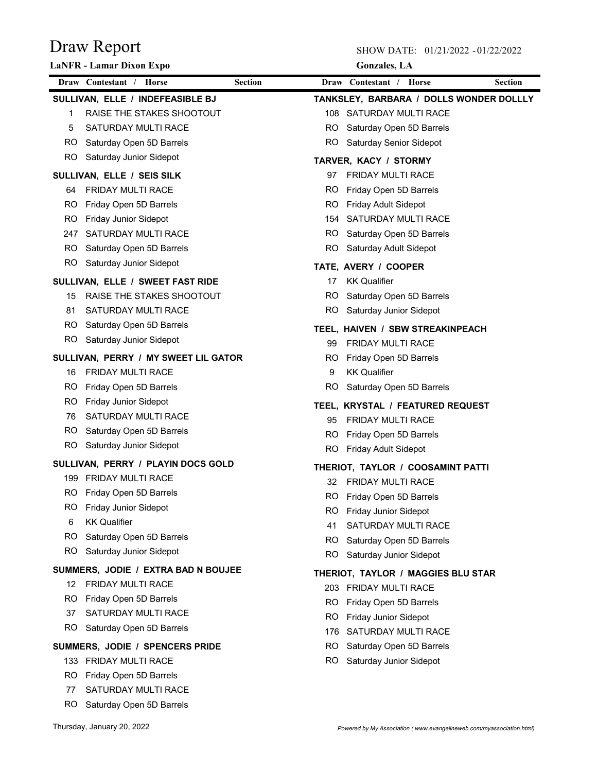# Draw Report

**LaNFR - Lamar Dixon Expo**

SHOW DATE: 01/21/2022 - 01/22/2022

**Gonzales, LA**

| Draw | Contestant / Horse | Section |
|---|---|---|

**SULLIVAN, ELLE / INDEFEASIBLE BJ**

| Draw | Section |
|---|---|
| 1 | RAISE THE STAKES SHOOTOUT |
| 5 | SATURDAY MULTI RACE |
| RO | Saturday Open 5D Barrels |
| RO | Saturday Junior Sidepot |

**SULLIVAN, ELLE / SEIS SILK**

| Draw | Section |
|---|---|
| 64 | FRIDAY MULTI RACE |
| RO | Friday Open 5D Barrels |
| RO | Friday Junior Sidepot |
| 247 | SATURDAY MULTI RACE |
| RO | Saturday Open 5D Barrels |
| RO | Saturday Junior Sidepot |

**SULLIVAN, ELLE / SWEET FAST RIDE**

| Draw | Section |
|---|---|
| 15 | RAISE THE STAKES SHOOTOUT |
| 81 | SATURDAY MULTI RACE |
| RO | Saturday Open 5D Barrels |
| RO | Saturday Junior Sidepot |

**SULLIVAN, PERRY / MY SWEET LIL GATOR**

| Draw | Section |
|---|---|
| 16 | FRIDAY MULTI RACE |
| RO | Friday Open 5D Barrels |
| RO | Friday Junior Sidepot |
| 76 | SATURDAY MULTI RACE |
| RO | Saturday Open 5D Barrels |
| RO | Saturday Junior Sidepot |

**SULLIVAN, PERRY / PLAYIN DOCS GOLD**

| Draw | Section |
|---|---|
| 199 | FRIDAY MULTI RACE |
| RO | Friday Open 5D Barrels |
| RO | Friday Junior Sidepot |
| 6 | KK Qualifier |
| RO | Saturday Open 5D Barrels |
| RO | Saturday Junior Sidepot |

**SUMMERS, JODIE / EXTRA BAD N BOUJEE**

| Draw | Section |
|---|---|
| 12 | FRIDAY MULTI RACE |
| RO | Friday Open 5D Barrels |
| 37 | SATURDAY MULTI RACE |
| RO | Saturday Open 5D Barrels |

**SUMMERS, JODIE / SPENCERS PRIDE**

| Draw | Section |
|---|---|
| 133 | FRIDAY MULTI RACE |
| RO | Friday Open 5D Barrels |
| 77 | SATURDAY MULTI RACE |
| RO | Saturday Open 5D Barrels |

**TANKSLEY, BARBARA / DOLLS WONDER DOLLLY**

| Draw | Section |
|---|---|
| 108 | SATURDAY MULTI RACE |
| RO | Saturday Open 5D Barrels |
| RO | Saturday Senior Sidepot |

**TARVER, KACY / STORMY**

| Draw | Section |
|---|---|
| 97 | FRIDAY MULTI RACE |
| RO | Friday Open 5D Barrels |
| RO | Friday Adult Sidepot |
| 154 | SATURDAY MULTI RACE |
| RO | Saturday Open 5D Barrels |
| RO | Saturday Adult Sidepot |

**TATE, AVERY / COOPER**

| Draw | Section |
|---|---|
| 17 | KK Qualifier |
| RO | Saturday Open 5D Barrels |
| RO | Saturday Junior Sidepot |

**TEEL, HAIVEN / SBW STREAKINPEACH**

| Draw | Section |
|---|---|
| 99 | FRIDAY MULTI RACE |
| RO | Friday Open 5D Barrels |
| 9 | KK Qualifier |
| RO | Saturday Open 5D Barrels |

**TEEL, KRYSTAL / FEATURED REQUEST**

| Draw | Section |
|---|---|
| 95 | FRIDAY MULTI RACE |
| RO | Friday Open 5D Barrels |
| RO | Friday Adult Sidepot |

**THERIOT, TAYLOR / COOSAMINT PATTI**

| Draw | Section |
|---|---|
| 32 | FRIDAY MULTI RACE |
| RO | Friday Open 5D Barrels |
| RO | Friday Junior Sidepot |
| 41 | SATURDAY MULTI RACE |
| RO | Saturday Open 5D Barrels |
| RO | Saturday Junior Sidepot |

**THERIOT, TAYLOR / MAGGIES BLU STAR**

| Draw | Section |
|---|---|
| 203 | FRIDAY MULTI RACE |
| RO | Friday Open 5D Barrels |
| RO | Friday Junior Sidepot |
| 176 | SATURDAY MULTI RACE |
| RO | Saturday Open 5D Barrels |
| RO | Saturday Junior Sidepot |

Thursday, January 20, 2022

*Powered by My Association ( www.evangelineweb.com/myassociation.html)*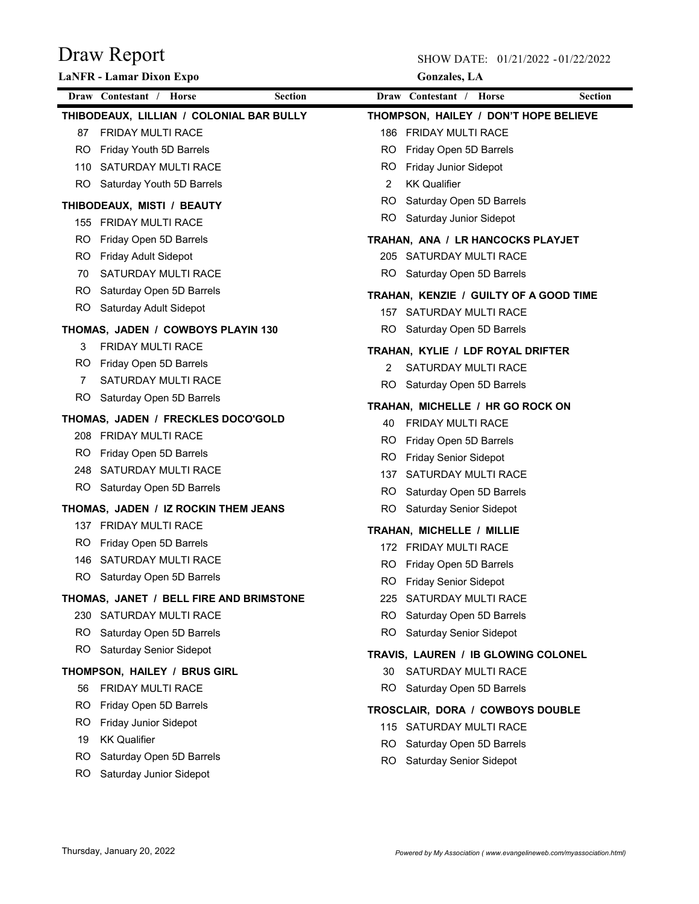# Draw Report

**LaNFR - Lamar Dixon Expo**

SHOW DATE: 01/21/2022 - 01/22/2022

**Gonzales, LA**

| Draw | Contestant / Horse | Section |
|---|---|---|

**THIBODEAUX, LILLIAN / COLONIAL BAR BULLY**

| Draw | Section |
|---|---|
| 87 | FRIDAY MULTI RACE |
| RO | Friday Youth 5D Barrels |
| 110 | SATURDAY MULTI RACE |
| RO | Saturday Youth 5D Barrels |

**THIBODEAUX, MISTI / BEAUTY**

| Draw | Section |
|---|---|
| 155 | FRIDAY MULTI RACE |
| RO | Friday Open 5D Barrels |
| RO | Friday Adult Sidepot |
| 70 | SATURDAY MULTI RACE |
| RO | Saturday Open 5D Barrels |
| RO | Saturday Adult Sidepot |

**THOMAS, JADEN / COWBOYS PLAYIN 130**

| Draw | Section |
|---|---|
| 3 | FRIDAY MULTI RACE |
| RO | Friday Open 5D Barrels |
| 7 | SATURDAY MULTI RACE |
| RO | Saturday Open 5D Barrels |

**THOMAS, JADEN / FRECKLES DOCO'GOLD**

| Draw | Section |
|---|---|
| 208 | FRIDAY MULTI RACE |
| RO | Friday Open 5D Barrels |
| 248 | SATURDAY MULTI RACE |
| RO | Saturday Open 5D Barrels |

**THOMAS, JADEN / IZ ROCKIN THEM JEANS**

| Draw | Section |
|---|---|
| 137 | FRIDAY MULTI RACE |
| RO | Friday Open 5D Barrels |
| 146 | SATURDAY MULTI RACE |
| RO | Saturday Open 5D Barrels |

**THOMAS, JANET / BELL FIRE AND BRIMSTONE**

| Draw | Section |
|---|---|
| 230 | SATURDAY MULTI RACE |
| RO | Saturday Open 5D Barrels |
| RO | Saturday Senior Sidepot |

**THOMPSON, HAILEY / BRUS GIRL**

| Draw | Section |
|---|---|
| 56 | FRIDAY MULTI RACE |
| RO | Friday Open 5D Barrels |
| RO | Friday Junior Sidepot |
| 19 | KK Qualifier |
| RO | Saturday Open 5D Barrels |
| RO | Saturday Junior Sidepot |

**THOMPSON, HAILEY / DON'T HOPE BELIEVE**

| Draw | Section |
|---|---|
| 186 | FRIDAY MULTI RACE |
| RO | Friday Open 5D Barrels |
| RO | Friday Junior Sidepot |
| 2 | KK Qualifier |
| RO | Saturday Open 5D Barrels |
| RO | Saturday Junior Sidepot |

**TRAHAN, ANA / LR HANCOCKS PLAYJET**

| Draw | Section |
|---|---|
| 205 | SATURDAY MULTI RACE |
| RO | Saturday Open 5D Barrels |

**TRAHAN, KENZIE / GUILTY OF A GOOD TIME**

| Draw | Section |
|---|---|
| 157 | SATURDAY MULTI RACE |
| RO | Saturday Open 5D Barrels |

**TRAHAN, KYLIE / LDF ROYAL DRIFTER**

| Draw | Section |
|---|---|
| 2 | SATURDAY MULTI RACE |
| RO | Saturday Open 5D Barrels |

**TRAHAN, MICHELLE / HR GO ROCK ON**

| Draw | Section |
|---|---|
| 40 | FRIDAY MULTI RACE |
| RO | Friday Open 5D Barrels |
| RO | Friday Senior Sidepot |
| 137 | SATURDAY MULTI RACE |
| RO | Saturday Open 5D Barrels |
| RO | Saturday Senior Sidepot |

**TRAHAN, MICHELLE / MILLIE**

| Draw | Section |
|---|---|
| 172 | FRIDAY MULTI RACE |
| RO | Friday Open 5D Barrels |
| RO | Friday Senior Sidepot |
| 225 | SATURDAY MULTI RACE |
| RO | Saturday Open 5D Barrels |
| RO | Saturday Senior Sidepot |

**TRAVIS, LAUREN / IB GLOWING COLONEL**

| Draw | Section |
|---|---|
| 30 | SATURDAY MULTI RACE |
| RO | Saturday Open 5D Barrels |

**TROSCLAIR, DORA / COWBOYS DOUBLE**

| Draw | Section |
|---|---|
| 115 | SATURDAY MULTI RACE |
| RO | Saturday Open 5D Barrels |
| RO | Saturday Senior Sidepot |

Thursday, January 20, 2022

*Powered by My Association ( www.evangelineweb.com/myassociation.html)*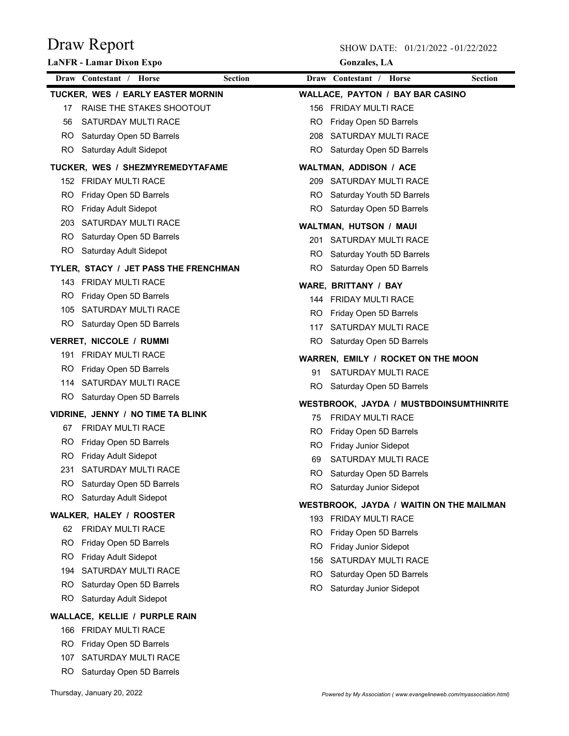# Draw Report

**LaNFR - Lamar Dixon Expo**

SHOW DATE: 01/21/2022 - 01/22/2022

**Gonzales, LA**

| Draw | Contestant / Horse | Section |
|---|---|---|

**TUCKER, WES / EARLY EASTER MORNIN**

| Draw | Section |
|---|---|
| 17 | RAISE THE STAKES SHOOTOUT |
| 56 | SATURDAY MULTI RACE |
| RO | Saturday Open 5D Barrels |
| RO | Saturday Adult Sidepot |

**TUCKER, WES / SHEZMYREMEDYTAFAME**

| Draw | Section |
|---|---|
| 152 | FRIDAY MULTI RACE |
| RO | Friday Open 5D Barrels |
| RO | Friday Adult Sidepot |
| 203 | SATURDAY MULTI RACE |
| RO | Saturday Open 5D Barrels |
| RO | Saturday Adult Sidepot |

**TYLER, STACY / JET PASS THE FRENCHMAN**

| Draw | Section |
|---|---|
| 143 | FRIDAY MULTI RACE |
| RO | Friday Open 5D Barrels |
| 105 | SATURDAY MULTI RACE |
| RO | Saturday Open 5D Barrels |

**VERRET, NICCOLE / RUMMI**

| Draw | Section |
|---|---|
| 191 | FRIDAY MULTI RACE |
| RO | Friday Open 5D Barrels |
| 114 | SATURDAY MULTI RACE |
| RO | Saturday Open 5D Barrels |

**VIDRINE, JENNY / NO TIME TA BLINK**

| Draw | Section |
|---|---|
| 67 | FRIDAY MULTI RACE |
| RO | Friday Open 5D Barrels |
| RO | Friday Adult Sidepot |
| 231 | SATURDAY MULTI RACE |
| RO | Saturday Open 5D Barrels |
| RO | Saturday Adult Sidepot |

**WALKER, HALEY / ROOSTER**

| Draw | Section |
|---|---|
| 62 | FRIDAY MULTI RACE |
| RO | Friday Open 5D Barrels |
| RO | Friday Adult Sidepot |
| 194 | SATURDAY MULTI RACE |
| RO | Saturday Open 5D Barrels |
| RO | Saturday Adult Sidepot |

**WALLACE, KELLIE / PURPLE RAIN**

| Draw | Section |
|---|---|
| 166 | FRIDAY MULTI RACE |
| RO | Friday Open 5D Barrels |
| 107 | SATURDAY MULTI RACE |
| RO | Saturday Open 5D Barrels |

**WALLACE, PAYTON / BAY BAR CASINO**

| Draw | Section |
|---|---|
| 156 | FRIDAY MULTI RACE |
| RO | Friday Open 5D Barrels |
| 208 | SATURDAY MULTI RACE |
| RO | Saturday Open 5D Barrels |

**WALTMAN, ADDISON / ACE**

| Draw | Section |
|---|---|
| 209 | SATURDAY MULTI RACE |
| RO | Saturday Youth 5D Barrels |
| RO | Saturday Open 5D Barrels |

**WALTMAN, HUTSON / MAUI**

| Draw | Section |
|---|---|
| 201 | SATURDAY MULTI RACE |
| RO | Saturday Youth 5D Barrels |
| RO | Saturday Open 5D Barrels |

**WARE, BRITTANY / BAY**

| Draw | Section |
|---|---|
| 144 | FRIDAY MULTI RACE |
| RO | Friday Open 5D Barrels |
| 117 | SATURDAY MULTI RACE |
| RO | Saturday Open 5D Barrels |

**WARREN, EMILY / ROCKET ON THE MOON**

| Draw | Section |
|---|---|
| 91 | SATURDAY MULTI RACE |
| RO | Saturday Open 5D Barrels |

**WESTBROOK, JAYDA / MUSTBDOINSUMTHINRITE**

| Draw | Section |
|---|---|
| 75 | FRIDAY MULTI RACE |
| RO | Friday Open 5D Barrels |
| RO | Friday Junior Sidepot |
| 69 | SATURDAY MULTI RACE |
| RO | Saturday Open 5D Barrels |
| RO | Saturday Junior Sidepot |

**WESTBROOK, JAYDA / WAITIN ON THE MAILMAN**

| Draw | Section |
|---|---|
| 193 | FRIDAY MULTI RACE |
| RO | Friday Open 5D Barrels |
| RO | Friday Junior Sidepot |
| 156 | SATURDAY MULTI RACE |
| RO | Saturday Open 5D Barrels |
| RO | Saturday Junior Sidepot |

Thursday, January 20, 2022

*Powered by My Association ( www.evangelineweb.com/myassociation.html)*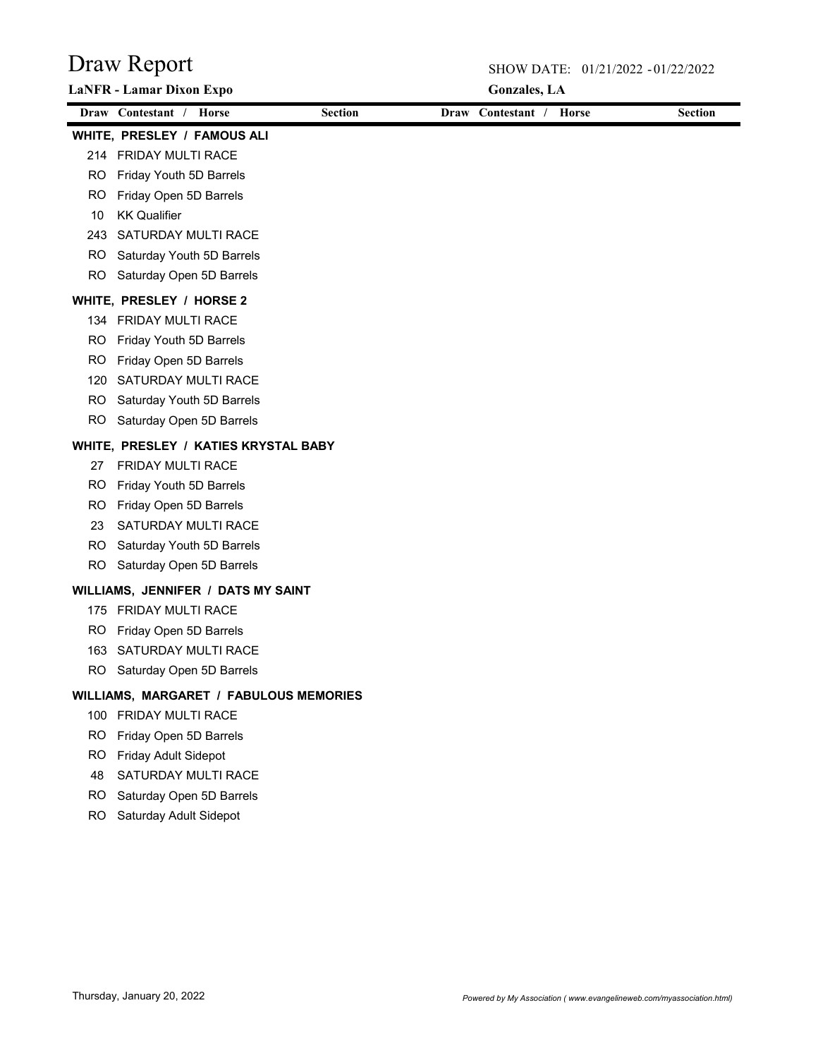# Draw Report

**LaNFR - Lamar Dixon Expo**

SHOW DATE: 01/21/2022 - 01/22/2022

**Gonzales, LA**

| Draw | Contestant / Horse | Section |
|---|---|---|
| | **WHITE, PRESLEY / FAMOUS ALI** | |
| 214 | FRIDAY MULTI RACE | |
| RO | Friday Youth 5D Barrels | |
| RO | Friday Open 5D Barrels | |
| 10 | KK Qualifier | |
| 243 | SATURDAY MULTI RACE | |
| RO | Saturday Youth 5D Barrels | |
| RO | Saturday Open 5D Barrels | |
| | **WHITE, PRESLEY / HORSE 2** | |
| 134 | FRIDAY MULTI RACE | |
| RO | Friday Youth 5D Barrels | |
| RO | Friday Open 5D Barrels | |
| 120 | SATURDAY MULTI RACE | |
| RO | Saturday Youth 5D Barrels | |
| RO | Saturday Open 5D Barrels | |
| | **WHITE, PRESLEY / KATIES KRYSTAL BABY** | |
| 27 | FRIDAY MULTI RACE | |
| RO | Friday Youth 5D Barrels | |
| RO | Friday Open 5D Barrels | |
| 23 | SATURDAY MULTI RACE | |
| RO | Saturday Youth 5D Barrels | |
| RO | Saturday Open 5D Barrels | |
| | **WILLIAMS, JENNIFER / DATS MY SAINT** | |
| 175 | FRIDAY MULTI RACE | |
| RO | Friday Open 5D Barrels | |
| 163 | SATURDAY MULTI RACE | |
| RO | Saturday Open 5D Barrels | |
| | **WILLIAMS, MARGARET / FABULOUS MEMORIES** | |
| 100 | FRIDAY MULTI RACE | |
| RO | Friday Open 5D Barrels | |
| RO | Friday Adult Sidepot | |
| 48 | SATURDAY MULTI RACE | |
| RO | Saturday Open 5D Barrels | |
| RO | Saturday Adult Sidepot | |